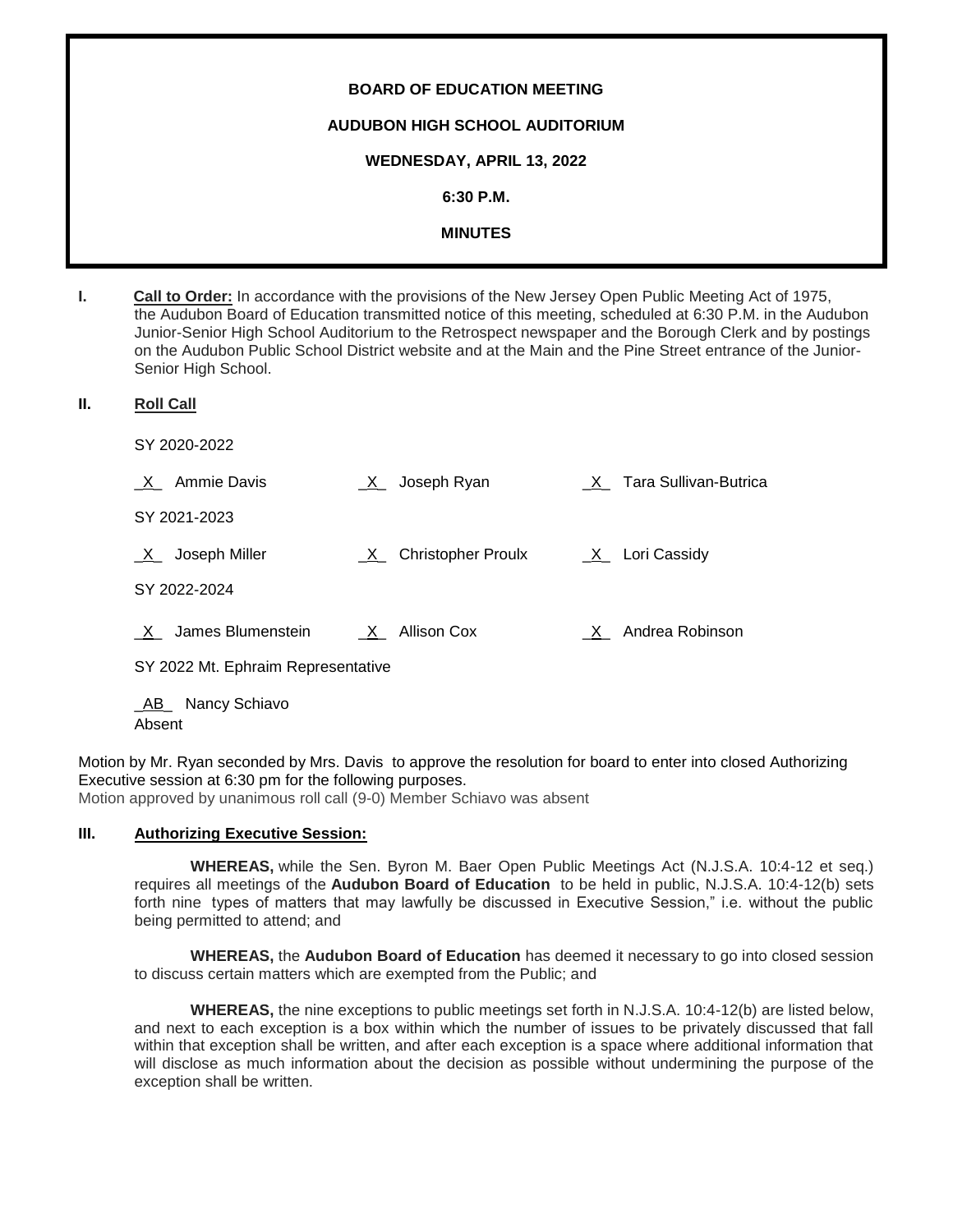**BOARD OF EDUCATION MEETING**

**AUDUBON HIGH SCHOOL AUDITORIUM**

**WEDNESDAY, APRIL 13, 2022**

**6:30 P.M.**

**MINUTES**

**I. Call to Order:** In accordance with the provisions of the New Jersey Open Public Meeting Act of 1975, the Audubon Board of Education transmitted notice of this meeting, scheduled at 6:30 P.M. in the Audubon Junior-Senior High School Auditorium to the Retrospect newspaper and the Borough Clerk and by postings on the Audubon Public School District website and at the Main and the Pine Street entrance of the Junior-Senior High School.

**II. Roll Call**

SY 2020-2022

_X_ Ammie Davis _X_ Joseph Ryan _X_ Tara Sullivan-Butrica

SY 2021-2023

_X_ Joseph Miller _X_ Christopher Proulx _X_ Lori Cassidy

SY 2022-2024

_X_ James Blumenstein _X_ Allison Cox _X_ Andrea Robinson

SY 2022 Mt. Ephraim Representative

_AB_ Nancy Schiavo
Absent

Motion by Mr. Ryan seconded by Mrs. Davis to approve the resolution for board to enter into closed Authorizing Executive session at 6:30 pm for the following purposes.
Motion approved by unanimous roll call (9-0) Member Schiavo was absent

**III. Authorizing Executive Session:**

**WHEREAS,** while the Sen. Byron M. Baer Open Public Meetings Act (N.J.S.A. 10:4-12 et seq.) requires all meetings of the **Audubon Board of Education** to be held in public, N.J.S.A. 10:4-12(b) sets forth nine types of matters that may lawfully be discussed in Executive Session," i.e. without the public being permitted to attend; and

**WHEREAS,** the **Audubon Board of Education** has deemed it necessary to go into closed session to discuss certain matters which are exempted from the Public; and

**WHEREAS,** the nine exceptions to public meetings set forth in N.J.S.A. 10:4-12(b) are listed below, and next to each exception is a box within which the number of issues to be privately discussed that fall within that exception shall be written, and after each exception is a space where additional information that will disclose as much information about the decision as possible without undermining the purpose of the exception shall be written.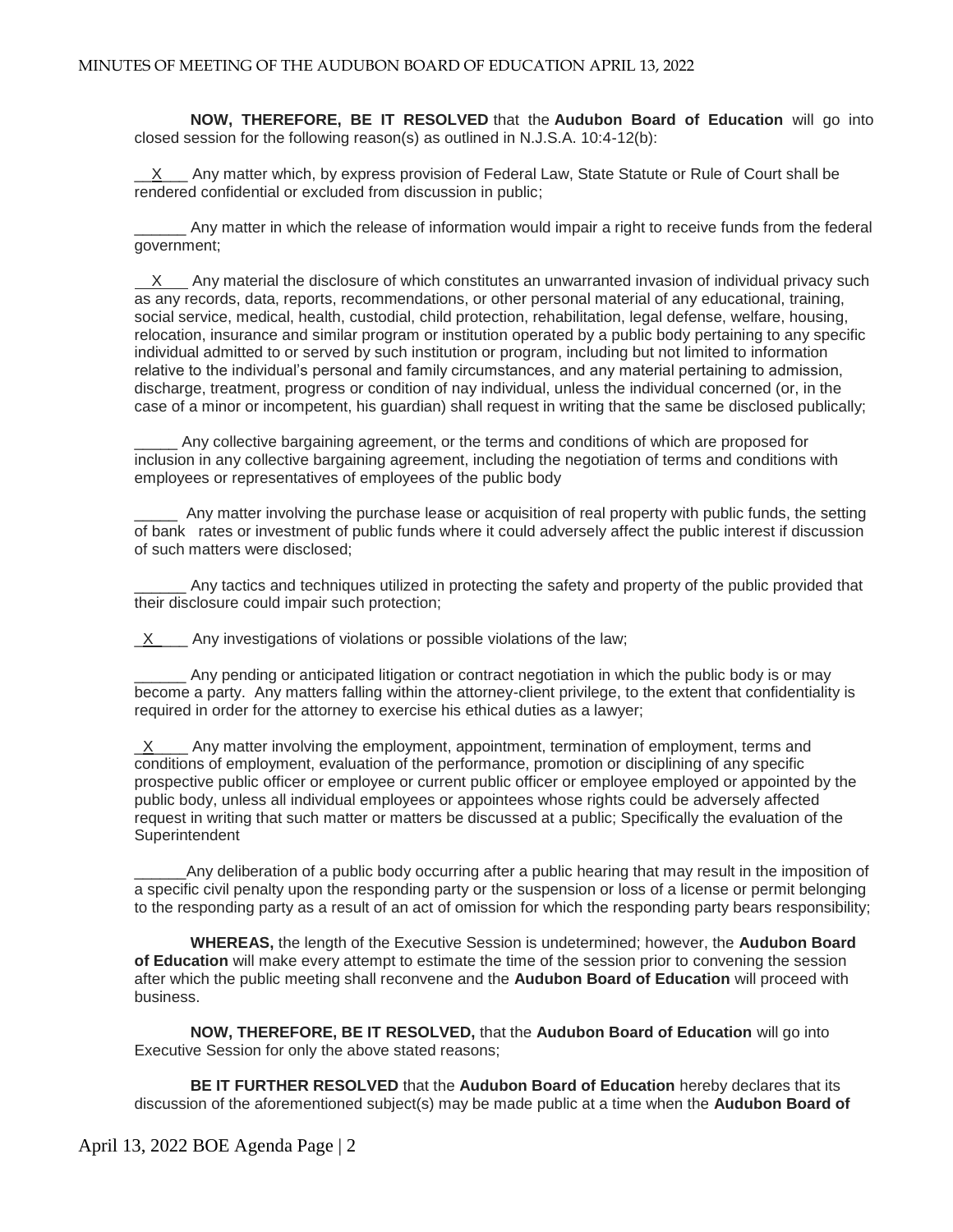**NOW, THEREFORE, BE IT RESOLVED** that the **Audubon Board of Education** will go into closed session for the following reason(s) as outlined in N.J.S.A. 10:4-12(b):

\_\_X\_\_\_ Any matter which, by express provision of Federal Law, State Statute or Rule of Court shall be rendered confidential or excluded from discussion in public;

\_\_\_\_\_\_ Any matter in which the release of information would impair a right to receive funds from the federal government;

\_\_X\_\_\_ Any material the disclosure of which constitutes an unwarranted invasion of individual privacy such as any records, data, reports, recommendations, or other personal material of any educational, training, social service, medical, health, custodial, child protection, rehabilitation, legal defense, welfare, housing, relocation, insurance and similar program or institution operated by a public body pertaining to any specific individual admitted to or served by such institution or program, including but not limited to information relative to the individual's personal and family circumstances, and any material pertaining to admission, discharge, treatment, progress or condition of nay individual, unless the individual concerned (or, in the case of a minor or incompetent, his guardian) shall request in writing that the same be disclosed publically;

\_\_\_\_\_ Any collective bargaining agreement, or the terms and conditions of which are proposed for inclusion in any collective bargaining agreement, including the negotiation of terms and conditions with employees or representatives of employees of the public body

\_\_\_\_\_ Any matter involving the purchase lease or acquisition of real property with public funds, the setting of bank rates or investment of public funds where it could adversely affect the public interest if discussion of such matters were disclosed;

\_\_\_\_\_\_ Any tactics and techniques utilized in protecting the safety and property of the public provided that their disclosure could impair such protection;

\_X\_\_\_\_ Any investigations of violations or possible violations of the law;

\_\_\_\_\_\_ Any pending or anticipated litigation or contract negotiation in which the public body is or may become a party. Any matters falling within the attorney-client privilege, to the extent that confidentiality is required in order for the attorney to exercise his ethical duties as a lawyer;

\_X\_\_\_\_ Any matter involving the employment, appointment, termination of employment, terms and conditions of employment, evaluation of the performance, promotion or disciplining of any specific prospective public officer or employee or current public officer or employee employed or appointed by the public body, unless all individual employees or appointees whose rights could be adversely affected request in writing that such matter or matters be discussed at a public; Specifically the evaluation of the Superintendent

\_\_\_\_\_\_Any deliberation of a public body occurring after a public hearing that may result in the imposition of a specific civil penalty upon the responding party or the suspension or loss of a license or permit belonging to the responding party as a result of an act of omission for which the responding party bears responsibility;

**WHEREAS,** the length of the Executive Session is undetermined; however, the **Audubon Board of Education** will make every attempt to estimate the time of the session prior to convening the session after which the public meeting shall reconvene and the **Audubon Board of Education** will proceed with business.

**NOW, THEREFORE, BE IT RESOLVED,** that the **Audubon Board of Education** will go into Executive Session for only the above stated reasons;

**BE IT FURTHER RESOLVED** that the **Audubon Board of Education** hereby declares that its discussion of the aforementioned subject(s) may be made public at a time when the **Audubon Board of**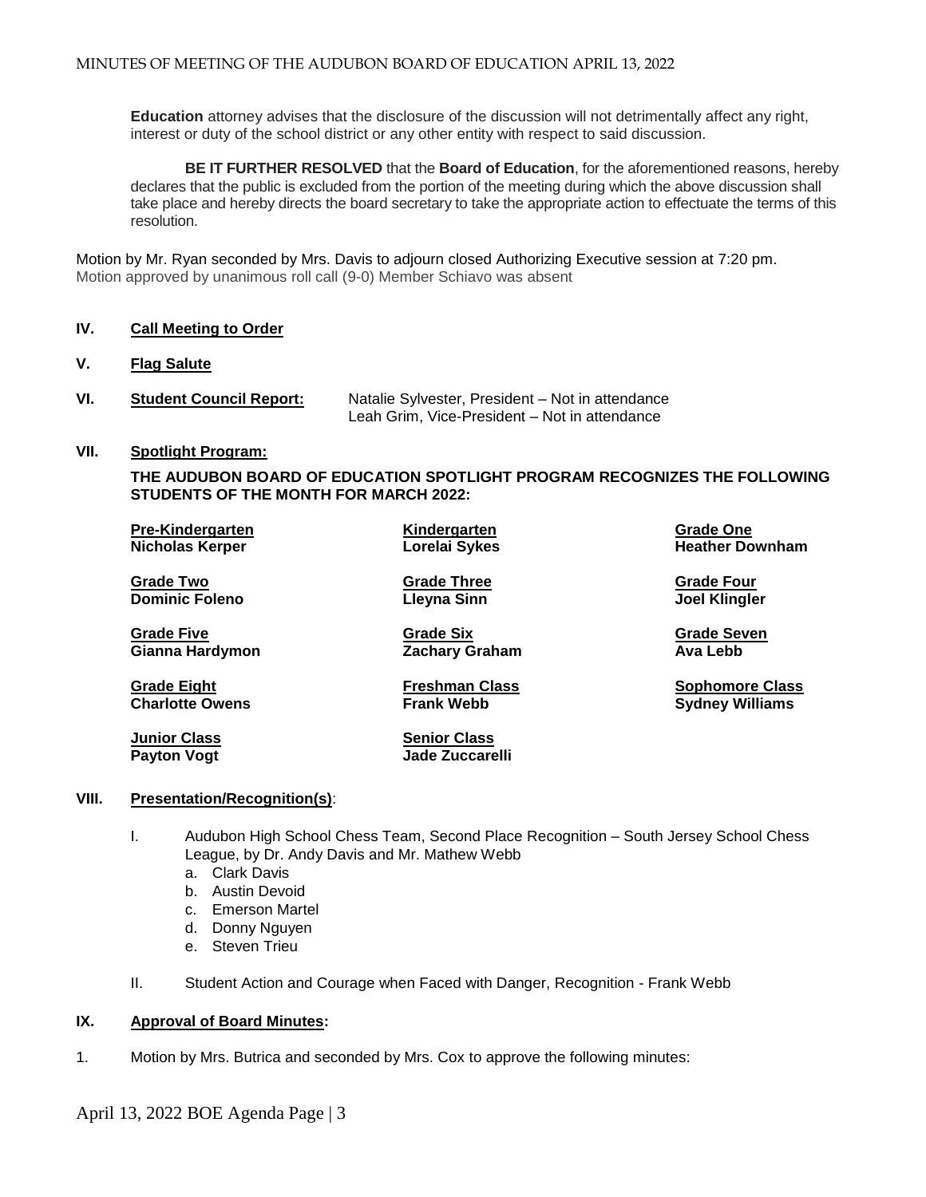**Education** attorney advises that the disclosure of the discussion will not detrimentally affect any right, interest or duty of the school district or any other entity with respect to said discussion.

**BE IT FURTHER RESOLVED** that the **Board of Education**, for the aforementioned reasons, hereby declares that the public is excluded from the portion of the meeting during which the above discussion shall take place and hereby directs the board secretary to take the appropriate action to effectuate the terms of this resolution.

Motion by Mr. Ryan seconded by Mrs. Davis to adjourn closed Authorizing Executive session at 7:20 pm.
Motion approved by unanimous roll call (9-0) Member Schiavo was absent

## IV. Call Meeting to Order

## V. Flag Salute

## VI. Student Council Report:

Natalie Sylvester, President – Not in attendance
Leah Grim, Vice-President – Not in attendance

## VII. Spotlight Program:

**THE AUDUBON BOARD OF EDUCATION SPOTLIGHT PROGRAM RECOGNIZES THE FOLLOWING STUDENTS OF THE MONTH FOR MARCH 2022:**

| | | |
|---|---|---|
| **Pre-Kindergarten** **Nicholas Kerper** | **Kindergarten** **Lorelai Sykes** | **Grade One** **Heather Downham** |
| **Grade Two** **Dominic Foleno** | **Grade Three** **Lleyna Sinn** | **Grade Four** **Joel Klingler** |
| **Grade Five** **Gianna Hardymon** | **Grade Six** **Zachary Graham** | **Grade Seven** **Ava Lebb** |
| **Grade Eight** **Charlotte Owens** | **Freshman Class** **Frank Webb** | **Sophomore Class** **Sydney Williams** |
| **Junior Class** **Payton Vogt** | **Senior Class** **Jade Zuccarelli** | |

## VIII. Presentation/Recognition(s):

I. Audubon High School Chess Team, Second Place Recognition – South Jersey School Chess League, by Dr. Andy Davis and Mr. Mathew Webb
   a. Clark Davis
   b. Austin Devoid
   c. Emerson Martel
   d. Donny Nguyen
   e. Steven Trieu

II. Student Action and Courage when Faced with Danger, Recognition - Frank Webb

## IX. Approval of Board Minutes:

1. Motion by Mrs. Butrica and seconded by Mrs. Cox to approve the following minutes: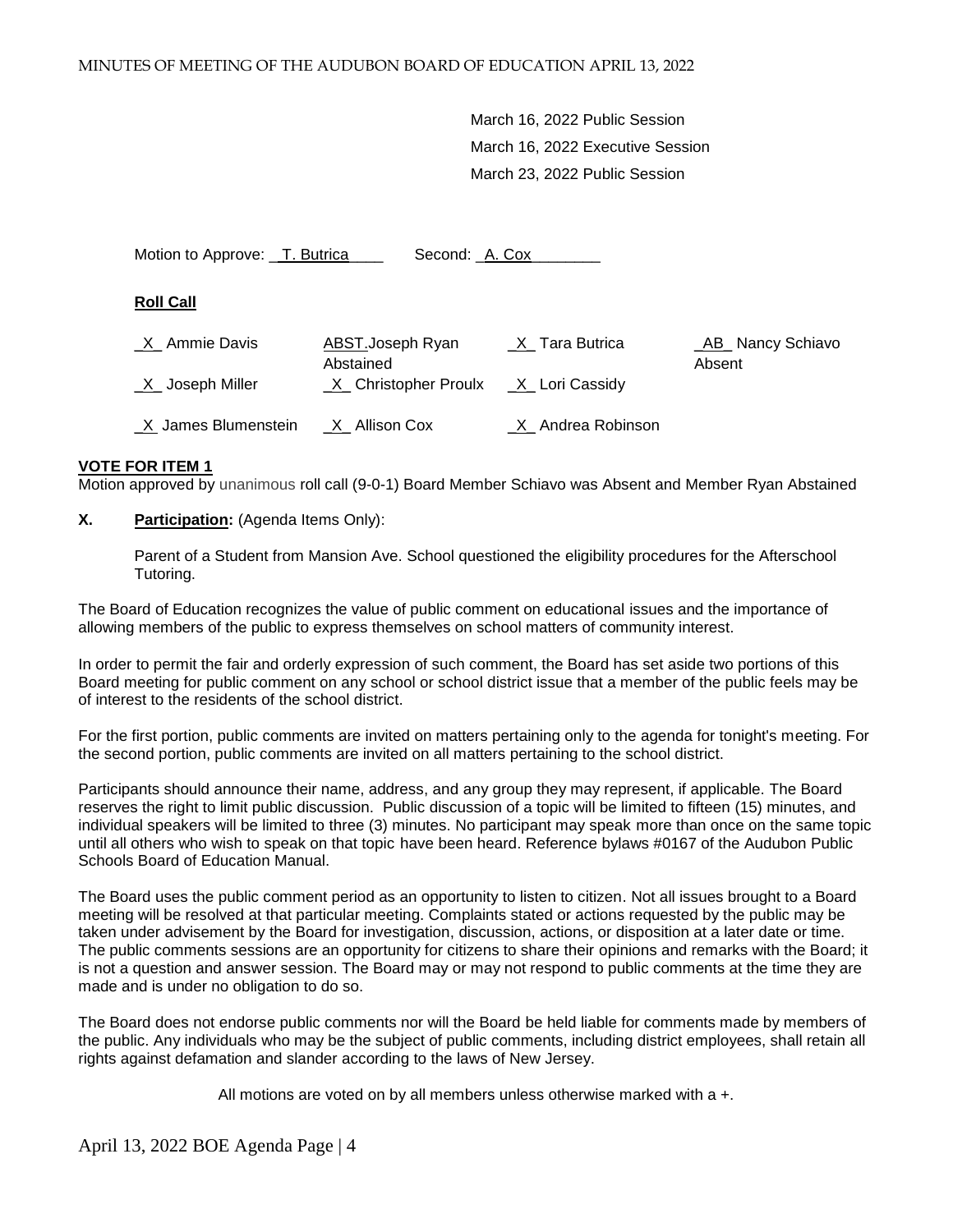March 16, 2022 Public Session
March 16, 2022 Executive Session
March 23, 2022 Public Session

Motion to Approve: __T. Butrica____ Second: _A. Cox________

**Roll Call**

| | | | |
|---|---|---|---|
| _X_ Ammie Davis | ABST.Joseph Ryan Abstained | _X_ Tara Butrica | _AB_ Nancy Schiavo Absent |
| _X_ Joseph Miller | _X_ Christopher Proulx | _X_ Lori Cassidy | |
| _X_ James Blumenstein | _X_ Allison Cox | _X_ Andrea Robinson | |

**VOTE FOR ITEM 1**
Motion approved by unanimous roll call (9-0-1) Board Member Schiavo was Absent and Member Ryan Abstained

**X. Participation:** (Agenda Items Only):

Parent of a Student from Mansion Ave. School questioned the eligibility procedures for the Afterschool Tutoring.

The Board of Education recognizes the value of public comment on educational issues and the importance of allowing members of the public to express themselves on school matters of community interest.

In order to permit the fair and orderly expression of such comment, the Board has set aside two portions of this Board meeting for public comment on any school or school district issue that a member of the public feels may be of interest to the residents of the school district.

For the first portion, public comments are invited on matters pertaining only to the agenda for tonight's meeting. For the second portion, public comments are invited on all matters pertaining to the school district.

Participants should announce their name, address, and any group they may represent, if applicable. The Board reserves the right to limit public discussion. Public discussion of a topic will be limited to fifteen (15) minutes, and individual speakers will be limited to three (3) minutes. No participant may speak more than once on the same topic until all others who wish to speak on that topic have been heard. Reference bylaws #0167 of the Audubon Public Schools Board of Education Manual.

The Board uses the public comment period as an opportunity to listen to citizen. Not all issues brought to a Board meeting will be resolved at that particular meeting. Complaints stated or actions requested by the public may be taken under advisement by the Board for investigation, discussion, actions, or disposition at a later date or time. The public comments sessions are an opportunity for citizens to share their opinions and remarks with the Board; it is not a question and answer session. The Board may or may not respond to public comments at the time they are made and is under no obligation to do so.

The Board does not endorse public comments nor will the Board be held liable for comments made by members of the public. Any individuals who may be the subject of public comments, including district employees, shall retain all rights against defamation and slander according to the laws of New Jersey.

All motions are voted on by all members unless otherwise marked with a +.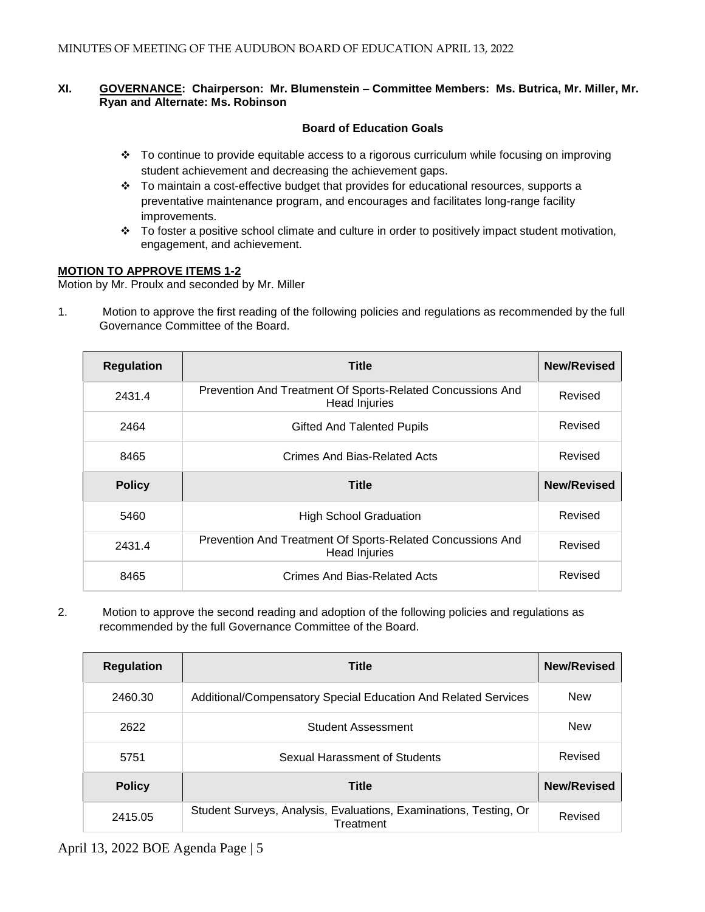## XI. GOVERNANCE: Chairperson: Mr. Blumenstein – Committee Members: Ms. Butrica, Mr. Miller, Mr. Ryan and Alternate: Ms. Robinson

**Board of Education Goals**

- ❖ To continue to provide equitable access to a rigorous curriculum while focusing on improving student achievement and decreasing the achievement gaps.
- ❖ To maintain a cost-effective budget that provides for educational resources, supports a preventative maintenance program, and encourages and facilitates long-range facility improvements.
- ❖ To foster a positive school climate and culture in order to positively impact student motivation, engagement, and achievement.

**MOTION TO APPROVE ITEMS 1-2**

Motion by Mr. Proulx and seconded by Mr. Miller

1. Motion to approve the first reading of the following policies and regulations as recommended by the full Governance Committee of the Board.

| Regulation | Title | New/Revised |
|---|---|---|
| 2431.4 | Prevention And Treatment Of Sports-Related Concussions And Head Injuries | Revised |
| 2464 | Gifted And Talented Pupils | Revised |
| 8465 | Crimes And Bias-Related Acts | Revised |
| **Policy** | **Title** | **New/Revised** |
| 5460 | High School Graduation | Revised |
| 2431.4 | Prevention And Treatment Of Sports-Related Concussions And Head Injuries | Revised |
| 8465 | Crimes And Bias-Related Acts | Revised |

2. Motion to approve the second reading and adoption of the following policies and regulations as recommended by the full Governance Committee of the Board.

| Regulation | Title | New/Revised |
|---|---|---|
| 2460.30 | Additional/Compensatory Special Education And Related Services | New |
| 2622 | Student Assessment | New |
| 5751 | Sexual Harassment of Students | Revised |
| **Policy** | **Title** | **New/Revised** |
| 2415.05 | Student Surveys, Analysis, Evaluations, Examinations, Testing, Or Treatment | Revised |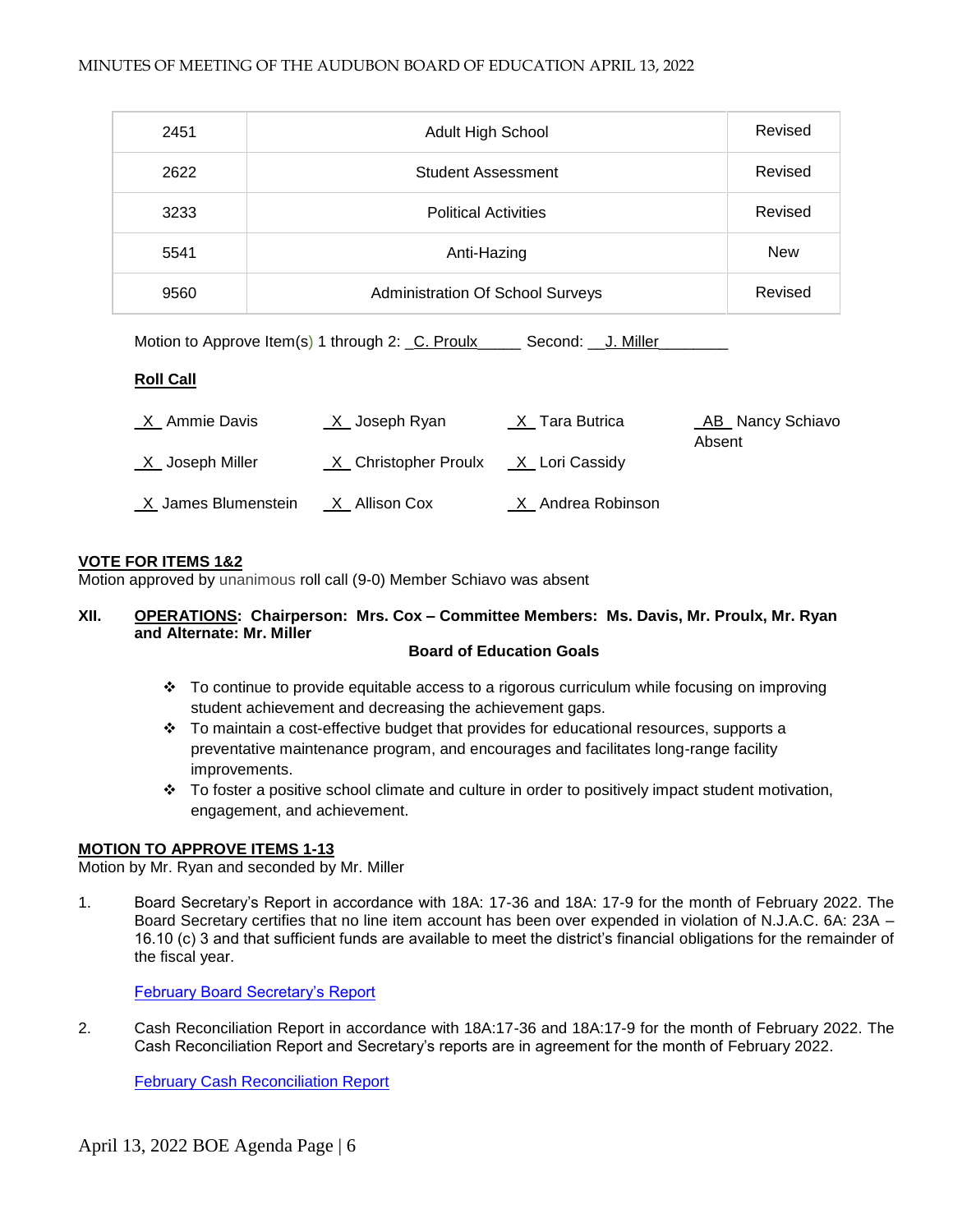| | | |
|---|---|---|
| 2451 | Adult High School | Revised |
| 2622 | Student Assessment | Revised |
| 3233 | Political Activities | Revised |
| 5541 | Anti-Hazing | New |
| 9560 | Administration Of School Surveys | Revised |

Motion to Approve Item(s) 1 through 2: _C. Proulx_____ Second: __J. Miller________

**Roll Call**

_X_ Ammie Davis _X_ Joseph Ryan _X_ Tara Butrica _AB_ Nancy Schiavo Absent

_X_ Joseph Miller _X_ Christopher Proulx _X_ Lori Cassidy

_X_ James Blumenstein _X_ Allison Cox _X_ Andrea Robinson

**VOTE FOR ITEMS 1&2**

Motion approved by unanimous roll call (9-0) Member Schiavo was absent

**XII. OPERATIONS: Chairperson: Mrs. Cox – Committee Members: Ms. Davis, Mr. Proulx, Mr. Ryan and Alternate: Mr. Miller**

**Board of Education Goals**

- To continue to provide equitable access to a rigorous curriculum while focusing on improving student achievement and decreasing the achievement gaps.
- To maintain a cost-effective budget that provides for educational resources, supports a preventative maintenance program, and encourages and facilitates long-range facility improvements.
- To foster a positive school climate and culture in order to positively impact student motivation, engagement, and achievement.

**MOTION TO APPROVE ITEMS 1-13**

Motion by Mr. Ryan and seconded by Mr. Miller

1. Board Secretary's Report in accordance with 18A: 17-36 and 18A: 17-9 for the month of February 2022. The Board Secretary certifies that no line item account has been over expended in violation of N.J.A.C. 6A: 23A – 16.10 (c) 3 and that sufficient funds are available to meet the district's financial obligations for the remainder of the fiscal year.

   February Board Secretary's Report

2. Cash Reconciliation Report in accordance with 18A:17-36 and 18A:17-9 for the month of February 2022. The Cash Reconciliation Report and Secretary's reports are in agreement for the month of February 2022.

   February Cash Reconciliation Report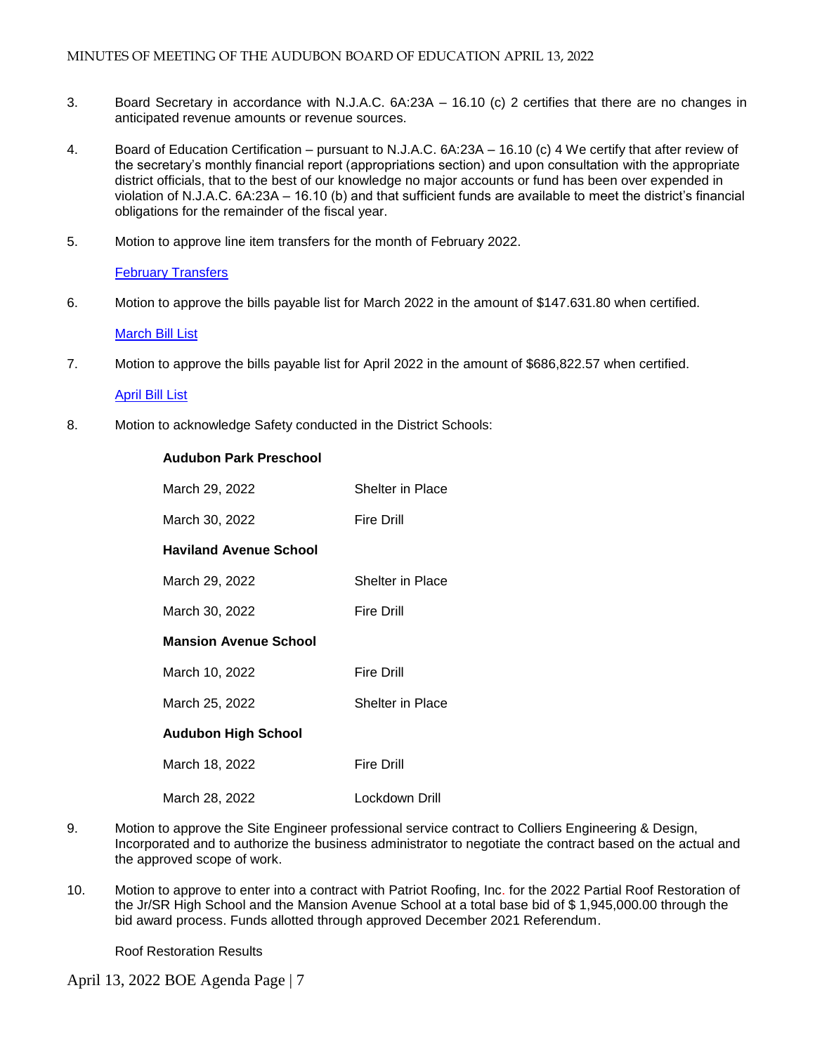3. Board Secretary in accordance with N.J.A.C. 6A:23A – 16.10 (c) 2 certifies that there are no changes in anticipated revenue amounts or revenue sources.

4. Board of Education Certification – pursuant to N.J.A.C. 6A:23A – 16.10 (c) 4 We certify that after review of the secretary's monthly financial report (appropriations section) and upon consultation with the appropriate district officials, that to the best of our knowledge no major accounts or fund has been over expended in violation of N.J.A.C. 6A:23A – 16.10 (b) and that sufficient funds are available to meet the district's financial obligations for the remainder of the fiscal year.

5. Motion to approve line item transfers for the month of February 2022.

   February Transfers

6. Motion to approve the bills payable list for March 2022 in the amount of $147.631.80 when certified.

   March Bill List

7. Motion to approve the bills payable list for April 2022 in the amount of $686,822.57 when certified.

   April Bill List

8. Motion to acknowledge Safety conducted in the District Schools:

   **Audubon Park Preschool**

   | | |
   |---|---|
   | March 29, 2022 | Shelter in Place |
   | March 30, 2022 | Fire Drill |

   **Haviland Avenue School**

   | | |
   |---|---|
   | March 29, 2022 | Shelter in Place |
   | March 30, 2022 | Fire Drill |

   **Mansion Avenue School**

   | | |
   |---|---|
   | March 10, 2022 | Fire Drill |
   | March 25, 2022 | Shelter in Place |

   **Audubon High School**

   | | |
   |---|---|
   | March 18, 2022 | Fire Drill |
   | March 28, 2022 | Lockdown Drill |

9. Motion to approve the Site Engineer professional service contract to Colliers Engineering & Design, Incorporated and to authorize the business administrator to negotiate the contract based on the actual and the approved scope of work.

10. Motion to approve to enter into a contract with Patriot Roofing, Inc. for the 2022 Partial Roof Restoration of the Jr/SR High School and the Mansion Avenue School at a total base bid of $ 1,945,000.00 through the bid award process. Funds allotted through approved December 2021 Referendum.

    Roof Restoration Results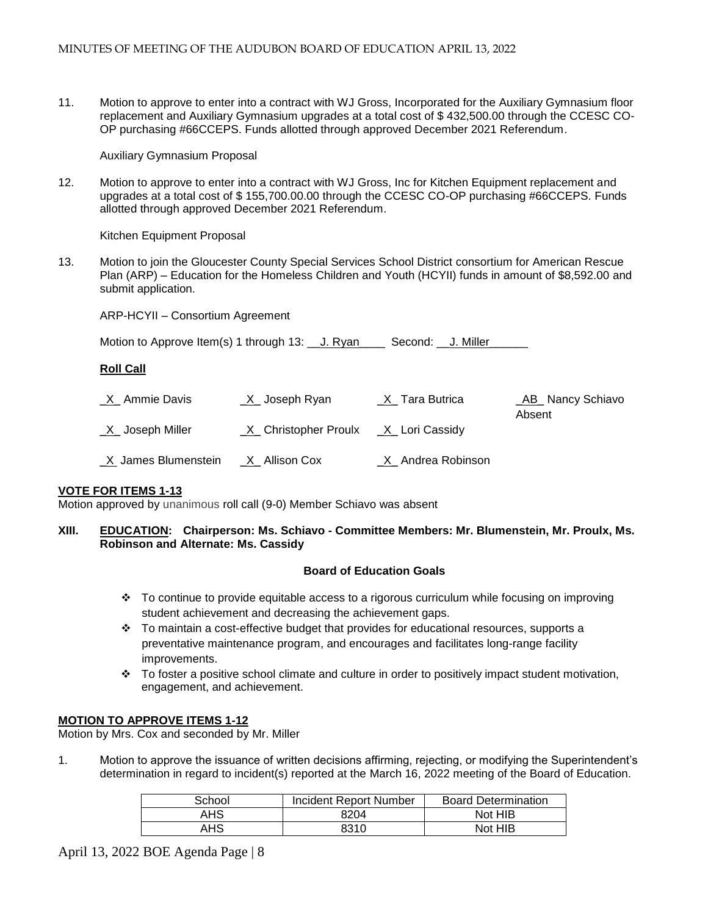11. Motion to approve to enter into a contract with WJ Gross, Incorporated for the Auxiliary Gymnasium floor replacement and Auxiliary Gymnasium upgrades at a total cost of $ 432,500.00 through the CCESC CO-OP purchasing #66CCEPS. Funds allotted through approved December 2021 Referendum.

    Auxiliary Gymnasium Proposal

12. Motion to approve to enter into a contract with WJ Gross, Inc for Kitchen Equipment replacement and upgrades at a total cost of $ 155,700.00.00 through the CCESC CO-OP purchasing #66CCEPS. Funds allotted through approved December 2021 Referendum.

    Kitchen Equipment Proposal

13. Motion to join the Gloucester County Special Services School District consortium for American Rescue Plan (ARP) – Education for the Homeless Children and Youth (HCYII) funds in amount of $8,592.00 and submit application.

    ARP-HCYII – Consortium Agreement

    Motion to Approve Item(s) 1 through 13: __J. Ryan____ Second: __J. Miller______

    **Roll Call**

    _X_ Ammie Davis    _X_ Joseph Ryan    _X_ Tara Butrica    _AB_ Nancy Schiavo Absent

    _X_ Joseph Miller    _X_ Christopher Proulx    _X_ Lori Cassidy

    _X_ James Blumenstein    _X_ Allison Cox    _X_ Andrea Robinson

**VOTE FOR ITEMS 1-13**

Motion approved by unanimous roll call (9-0) Member Schiavo was absent

**XIII. EDUCATION: Chairperson: Ms. Schiavo - Committee Members: Mr. Blumenstein, Mr. Proulx, Ms. Robinson and Alternate: Ms. Cassidy**

**Board of Education Goals**

- To continue to provide equitable access to a rigorous curriculum while focusing on improving student achievement and decreasing the achievement gaps.
- To maintain a cost-effective budget that provides for educational resources, supports a preventative maintenance program, and encourages and facilitates long-range facility improvements.
- To foster a positive school climate and culture in order to positively impact student motivation, engagement, and achievement.

**MOTION TO APPROVE ITEMS 1-12**

Motion by Mrs. Cox and seconded by Mr. Miller

1. Motion to approve the issuance of written decisions affirming, rejecting, or modifying the Superintendent's determination in regard to incident(s) reported at the March 16, 2022 meeting of the Board of Education.

| School | Incident Report Number | Board Determination |
|---|---|---|
| AHS | 8204 | Not HIB |
| AHS | 8310 | Not HIB |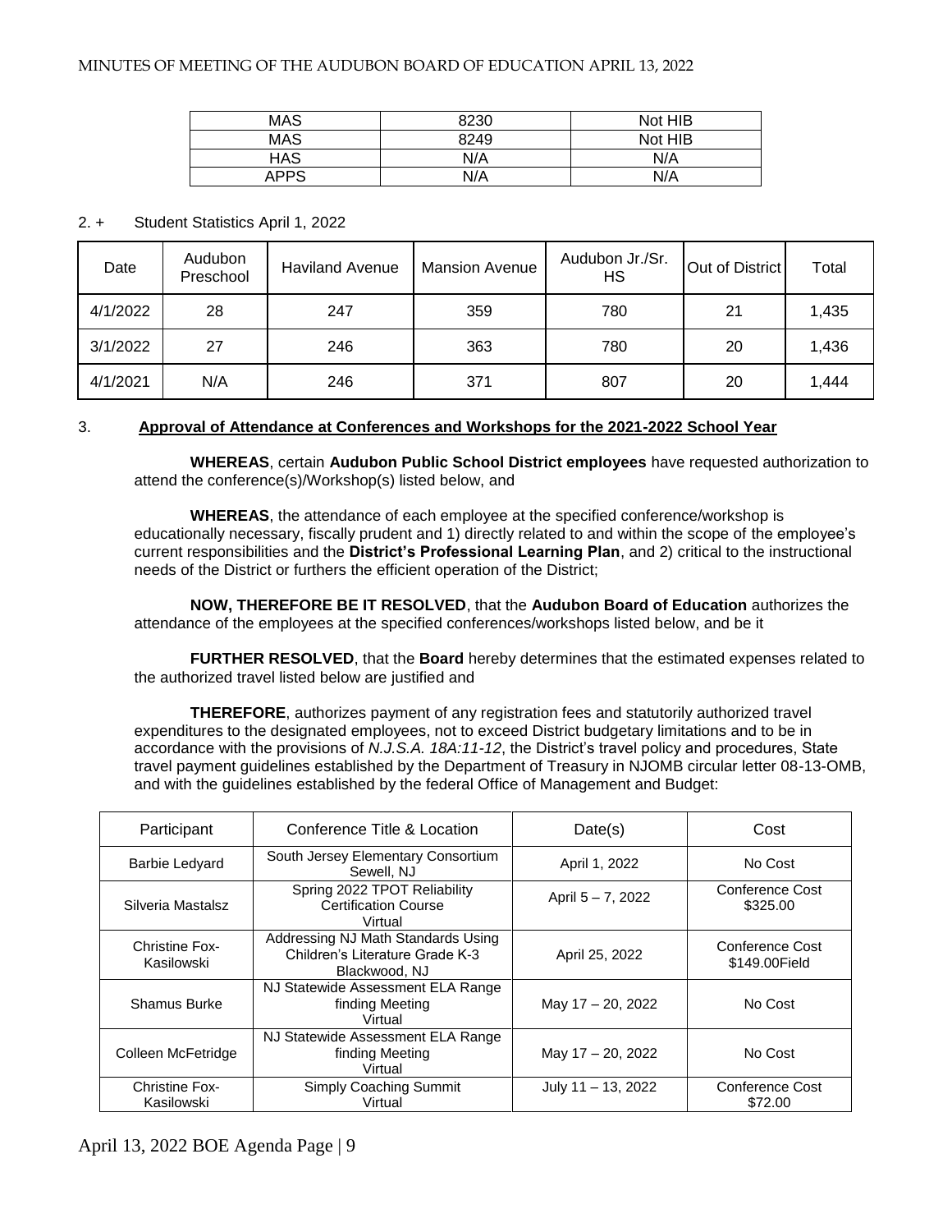| MAS | 8230 | Not HIB |
|---|---|---|
| MAS | 8249 | Not HIB |
| HAS | N/A | N/A |
| APPS | N/A | N/A |

2. + Student Statistics April 1, 2022

| Date | Audubon Preschool | Haviland Avenue | Mansion Avenue | Audubon Jr./Sr. HS | Out of District | Total |
|---|---|---|---|---|---|---|
| 4/1/2022 | 28 | 247 | 359 | 780 | 21 | 1,435 |
| 3/1/2022 | 27 | 246 | 363 | 780 | 20 | 1,436 |
| 4/1/2021 | N/A | 246 | 371 | 807 | 20 | 1,444 |

3. **Approval of Attendance at Conferences and Workshops for the 2021-2022 School Year**

**WHEREAS**, certain **Audubon Public School District employees** have requested authorization to attend the conference(s)/Workshop(s) listed below, and

**WHEREAS**, the attendance of each employee at the specified conference/workshop is educationally necessary, fiscally prudent and 1) directly related to and within the scope of the employee's current responsibilities and the **District's Professional Learning Plan**, and 2) critical to the instructional needs of the District or furthers the efficient operation of the District;

**NOW, THEREFORE BE IT RESOLVED**, that the **Audubon Board of Education** authorizes the attendance of the employees at the specified conferences/workshops listed below, and be it

**FURTHER RESOLVED**, that the **Board** hereby determines that the estimated expenses related to the authorized travel listed below are justified and

**THEREFORE**, authorizes payment of any registration fees and statutorily authorized travel expenditures to the designated employees, not to exceed District budgetary limitations and to be in accordance with the provisions of *N.J.S.A. 18A:11-12*, the District's travel policy and procedures, State travel payment guidelines established by the Department of Treasury in NJOMB circular letter 08-13-OMB, and with the guidelines established by the federal Office of Management and Budget:

| Participant | Conference Title & Location | Date(s) | Cost |
|---|---|---|---|
| Barbie Ledyard | South Jersey Elementary Consortium Sewell, NJ | April 1, 2022 | No Cost |
| Silveria Mastalsz | Spring 2022 TPOT Reliability Certification Course Virtual | April 5 – 7, 2022 | Conference Cost $325.00 |
| Christine Fox-Kasilowski | Addressing NJ Math Standards Using Children's Literature Grade K-3 Blackwood, NJ | April 25, 2022 | Conference Cost $149.00Field |
| Shamus Burke | NJ Statewide Assessment ELA Range finding Meeting Virtual | May 17 – 20, 2022 | No Cost |
| Colleen McFetridge | NJ Statewide Assessment ELA Range finding Meeting Virtual | May 17 – 20, 2022 | No Cost |
| Christine Fox-Kasilowski | Simply Coaching Summit Virtual | July 11 – 13, 2022 | Conference Cost $72.00 |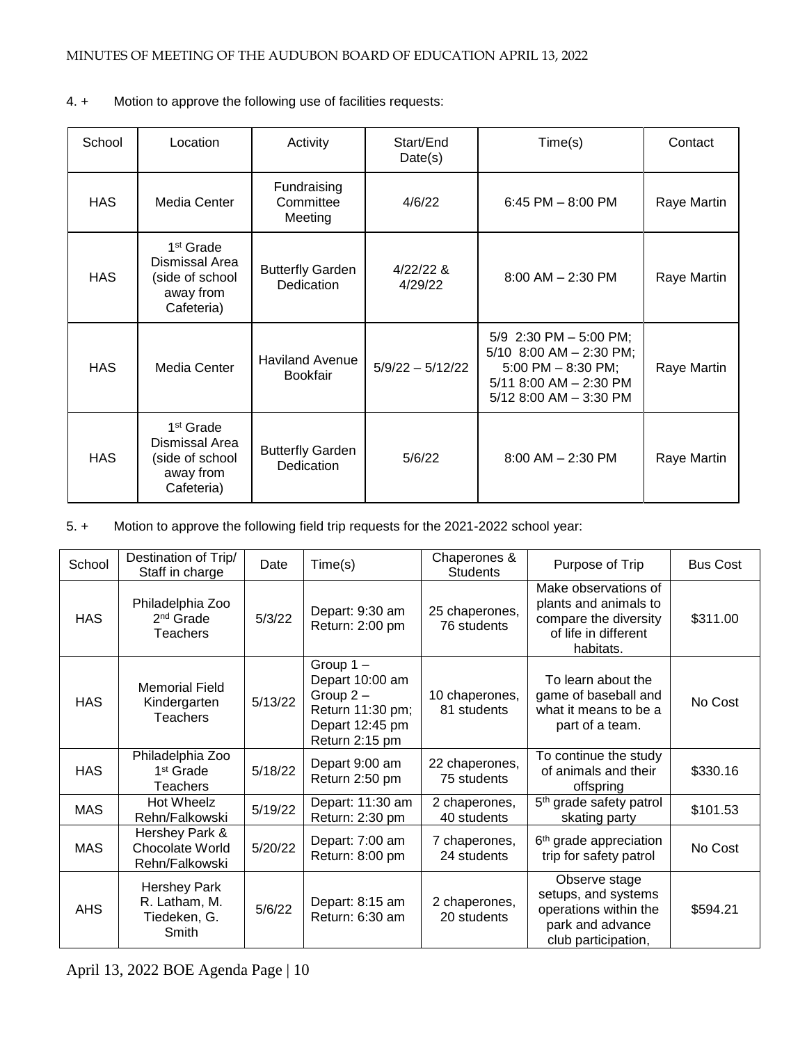4. + Motion to approve the following use of facilities requests:

| School | Location | Activity | Start/End Date(s) | Time(s) | Contact |
|---|---|---|---|---|---|
| HAS | Media Center | Fundraising Committee Meeting | 4/6/22 | 6:45 PM – 8:00 PM | Raye Martin |
| HAS | 1st Grade Dismissal Area (side of school away from Cafeteria) | Butterfly Garden Dedication | 4/22/22 & 4/29/22 | 8:00 AM – 2:30 PM | Raye Martin |
| HAS | Media Center | Haviland Avenue Bookfair | 5/9/22 – 5/12/22 | 5/9 2:30 PM – 5:00 PM; 5/10 8:00 AM – 2:30 PM; 5:00 PM – 8:30 PM; 5/11 8:00 AM – 2:30 PM 5/12 8:00 AM – 3:30 PM | Raye Martin |
| HAS | 1st Grade Dismissal Area (side of school away from Cafeteria) | Butterfly Garden Dedication | 5/6/22 | 8:00 AM – 2:30 PM | Raye Martin |

5. + Motion to approve the following field trip requests for the 2021-2022 school year:

| School | Destination of Trip/ Staff in charge | Date | Time(s) | Chaperones & Students | Purpose of Trip | Bus Cost |
|---|---|---|---|---|---|---|
| HAS | Philadelphia Zoo 2nd Grade Teachers | 5/3/22 | Depart: 9:30 am Return: 2:00 pm | 25 chaperones, 76 students | Make observations of plants and animals to compare the diversity of life in different habitats. | $311.00 |
| HAS | Memorial Field Kindergarten Teachers | 5/13/22 | Group 1 – Depart 10:00 am Group 2 – Return 11:30 pm; Depart 12:45 pm Return 2:15 pm | 10 chaperones, 81 students | To learn about the game of baseball and what it means to be a part of a team. | No Cost |
| HAS | Philadelphia Zoo 1st Grade Teachers | 5/18/22 | Depart 9:00 am Return 2:50 pm | 22 chaperones, 75 students | To continue the study of animals and their offspring | $330.16 |
| MAS | Hot Wheelz Rehn/Falkowski | 5/19/22 | Depart: 11:30 am Return: 2:30 pm | 2 chaperones, 40 students | 5th grade safety patrol skating party | $101.53 |
| MAS | Hershey Park & Chocolate World Rehn/Falkowski | 5/20/22 | Depart: 7:00 am Return: 8:00 pm | 7 chaperones, 24 students | 6th grade appreciation trip for safety patrol | No Cost |
| AHS | Hershey Park R. Latham, M. Tiedeken, G. Smith | 5/6/22 | Depart: 8:15 am Return: 6:30 am | 2 chaperones, 20 students | Observe stage setups, and systems operations within the park and advance club participation, | $594.21 |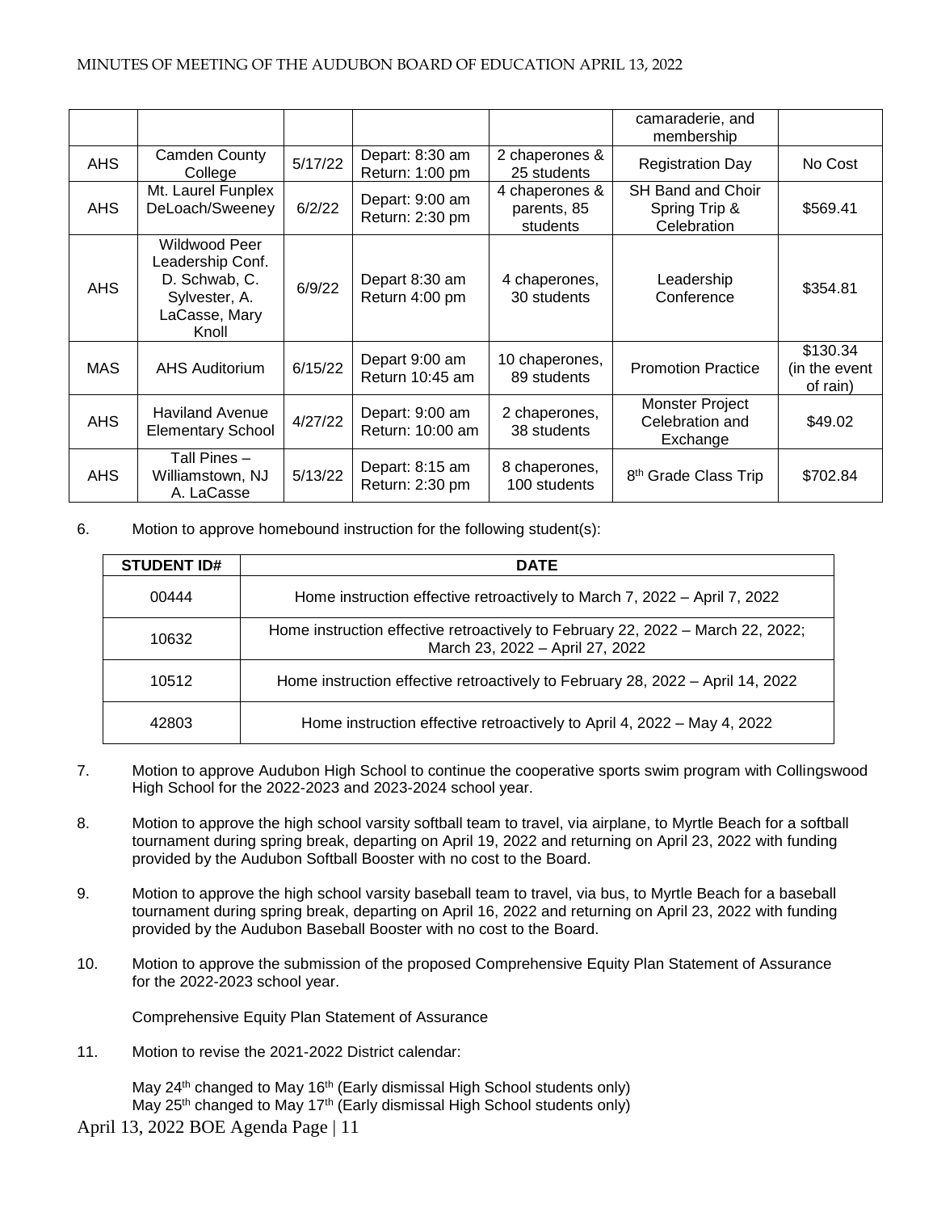| | | | | | camaraderie, and membership | |
|---|---|---|---|---|---|---|
| AHS | Camden County College | 5/17/22 | Depart: 8:30 am Return: 1:00 pm | 2 chaperones & 25 students | Registration Day | No Cost |
| AHS | Mt. Laurel Funplex DeLoach/Sweeney | 6/2/22 | Depart: 9:00 am Return: 2:30 pm | 4 chaperones & parents, 85 students | SH Band and Choir Spring Trip & Celebration | $569.41 |
| AHS | Wildwood Peer Leadership Conf. D. Schwab, C. Sylvester, A. LaCasse, Mary Knoll | 6/9/22 | Depart 8:30 am Return 4:00 pm | 4 chaperones, 30 students | Leadership Conference | $354.81 |
| MAS | AHS Auditorium | 6/15/22 | Depart 9:00 am Return 10:45 am | 10 chaperones, 89 students | Promotion Practice | $130.34 (in the event of rain) |
| AHS | Haviland Avenue Elementary School | 4/27/22 | Depart: 9:00 am Return: 10:00 am | 2 chaperones, 38 students | Monster Project Celebration and Exchange | $49.02 |
| AHS | Tall Pines – Williamstown, NJ A. LaCasse | 5/13/22 | Depart: 8:15 am Return: 2:30 pm | 8 chaperones, 100 students | 8th Grade Class Trip | $702.84 |

6. Motion to approve homebound instruction for the following student(s):

| STUDENT ID# | DATE |
|---|---|
| 00444 | Home instruction effective retroactively to March 7, 2022 – April 7, 2022 |
| 10632 | Home instruction effective retroactively to February 22, 2022 – March 22, 2022; March 23, 2022 – April 27, 2022 |
| 10512 | Home instruction effective retroactively to February 28, 2022 – April 14, 2022 |
| 42803 | Home instruction effective retroactively to April 4, 2022 – May 4, 2022 |

7. Motion to approve Audubon High School to continue the cooperative sports swim program with Collingswood High School for the 2022-2023 and 2023-2024 school year.

8. Motion to approve the high school varsity softball team to travel, via airplane, to Myrtle Beach for a softball tournament during spring break, departing on April 19, 2022 and returning on April 23, 2022 with funding provided by the Audubon Softball Booster with no cost to the Board.

9. Motion to approve the high school varsity baseball team to travel, via bus, to Myrtle Beach for a baseball tournament during spring break, departing on April 16, 2022 and returning on April 23, 2022 with funding provided by the Audubon Baseball Booster with no cost to the Board.

10. Motion to approve the submission of the proposed Comprehensive Equity Plan Statement of Assurance for the 2022-2023 school year.

    Comprehensive Equity Plan Statement of Assurance

11. Motion to revise the 2021-2022 District calendar:

    May 24th changed to May 16th (Early dismissal High School students only)
    May 25th changed to May 17th (Early dismissal High School students only)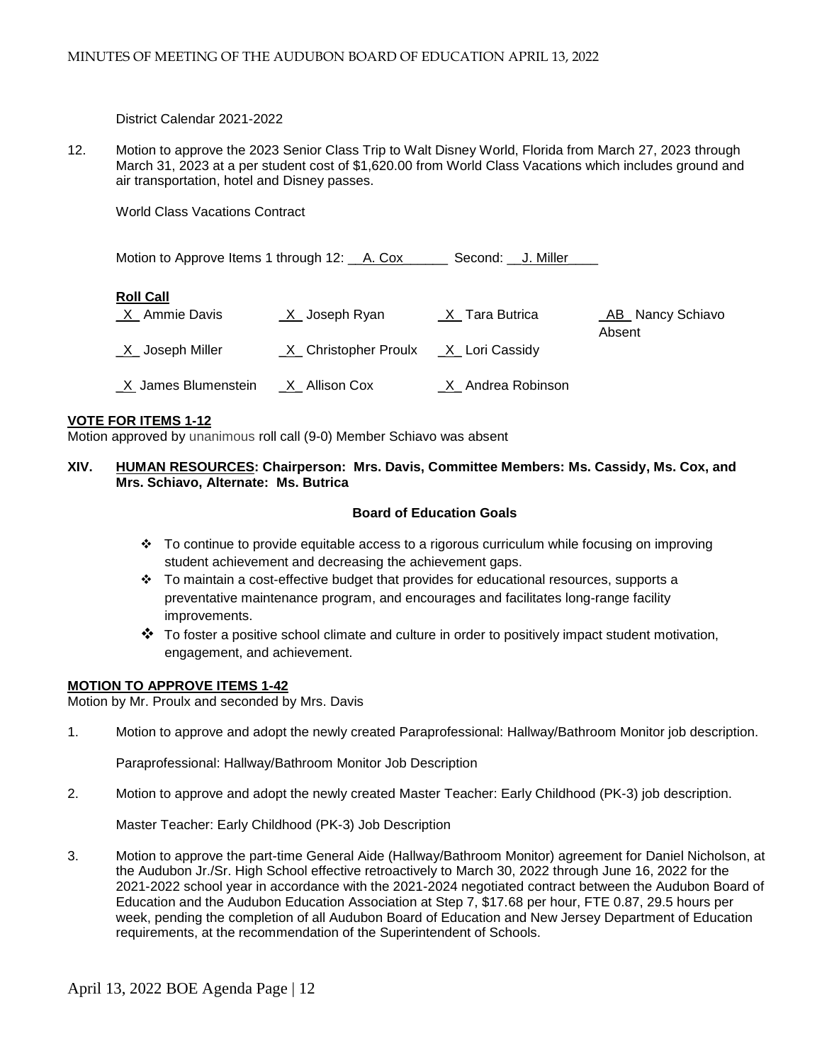District Calendar 2021-2022

12. Motion to approve the 2023 Senior Class Trip to Walt Disney World, Florida from March 27, 2023 through March 31, 2023 at a per student cost of $1,620.00 from World Class Vacations which includes ground and air transportation, hotel and Disney passes.

    World Class Vacations Contract

    Motion to Approve Items 1 through 12: __A. Cox______ Second: __J. Miller____

**Roll Call**

| | | | |
|---|---|---|---|
| _X_ Ammie Davis | _X_ Joseph Ryan | _X_ Tara Butrica | _AB_ Nancy Schiavo Absent |
| _X_ Joseph Miller | _X_ Christopher Proulx | _X_ Lori Cassidy | |
| _X_ James Blumenstein | _X_ Allison Cox | _X_ Andrea Robinson | |

**VOTE FOR ITEMS 1-12**

Motion approved by unanimous roll call (9-0) Member Schiavo was absent

**XIV. HUMAN RESOURCES: Chairperson: Mrs. Davis, Committee Members: Ms. Cassidy, Ms. Cox, and Mrs. Schiavo, Alternate: Ms. Butrica**

**Board of Education Goals**

- To continue to provide equitable access to a rigorous curriculum while focusing on improving student achievement and decreasing the achievement gaps.
- To maintain a cost-effective budget that provides for educational resources, supports a preventative maintenance program, and encourages and facilitates long-range facility improvements.
- To foster a positive school climate and culture in order to positively impact student motivation, engagement, and achievement.

**MOTION TO APPROVE ITEMS 1-42**

Motion by Mr. Proulx and seconded by Mrs. Davis

1. Motion to approve and adopt the newly created Paraprofessional: Hallway/Bathroom Monitor job description.

    Paraprofessional: Hallway/Bathroom Monitor Job Description

2. Motion to approve and adopt the newly created Master Teacher: Early Childhood (PK-3) job description.

    Master Teacher: Early Childhood (PK-3) Job Description

3. Motion to approve the part-time General Aide (Hallway/Bathroom Monitor) agreement for Daniel Nicholson, at the Audubon Jr./Sr. High School effective retroactively to March 30, 2022 through June 16, 2022 for the 2021-2022 school year in accordance with the 2021-2024 negotiated contract between the Audubon Board of Education and the Audubon Education Association at Step 7, $17.68 per hour, FTE 0.87, 29.5 hours per week, pending the completion of all Audubon Board of Education and New Jersey Department of Education requirements, at the recommendation of the Superintendent of Schools.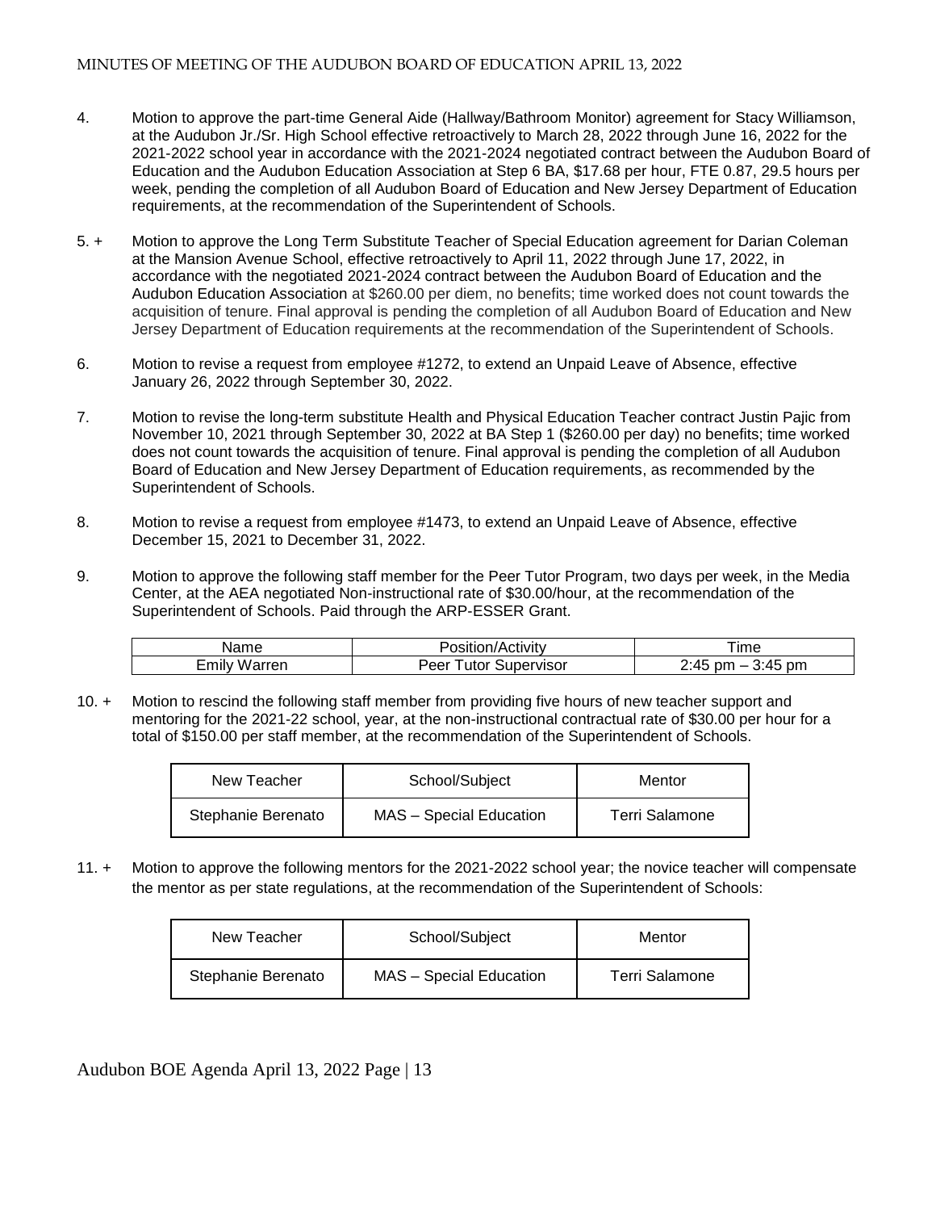4. Motion to approve the part-time General Aide (Hallway/Bathroom Monitor) agreement for Stacy Williamson, at the Audubon Jr./Sr. High School effective retroactively to March 28, 2022 through June 16, 2022 for the 2021-2022 school year in accordance with the 2021-2024 negotiated contract between the Audubon Board of Education and the Audubon Education Association at Step 6 BA, $17.68 per hour, FTE 0.87, 29.5 hours per week, pending the completion of all Audubon Board of Education and New Jersey Department of Education requirements, at the recommendation of the Superintendent of Schools.

5. + Motion to approve the Long Term Substitute Teacher of Special Education agreement for Darian Coleman at the Mansion Avenue School, effective retroactively to April 11, 2022 through June 17, 2022, in accordance with the negotiated 2021-2024 contract between the Audubon Board of Education and the Audubon Education Association at $260.00 per diem, no benefits; time worked does not count towards the acquisition of tenure. Final approval is pending the completion of all Audubon Board of Education and New Jersey Department of Education requirements at the recommendation of the Superintendent of Schools.

6. Motion to revise a request from employee #1272, to extend an Unpaid Leave of Absence, effective January 26, 2022 through September 30, 2022.

7. Motion to revise the long-term substitute Health and Physical Education Teacher contract Justin Pajic from November 10, 2021 through September 30, 2022 at BA Step 1 ($260.00 per day) no benefits; time worked does not count towards the acquisition of tenure. Final approval is pending the completion of all Audubon Board of Education and New Jersey Department of Education requirements, as recommended by the Superintendent of Schools.

8. Motion to revise a request from employee #1473, to extend an Unpaid Leave of Absence, effective December 15, 2021 to December 31, 2022.

9. Motion to approve the following staff member for the Peer Tutor Program, two days per week, in the Media Center, at the AEA negotiated Non-instructional rate of $30.00/hour, at the recommendation of the Superintendent of Schools. Paid through the ARP-ESSER Grant.

| Name | Position/Activity | Time |
|---|---|---|
| Emily Warren | Peer Tutor Supervisor | 2:45 pm – 3:45 pm |

10. + Motion to rescind the following staff member from providing five hours of new teacher support and mentoring for the 2021-22 school, year, at the non-instructional contractual rate of $30.00 per hour for a total of $150.00 per staff member, at the recommendation of the Superintendent of Schools.

| New Teacher | School/Subject | Mentor |
|---|---|---|
| Stephanie Berenato | MAS – Special Education | Terri Salamone |

11. + Motion to approve the following mentors for the 2021-2022 school year; the novice teacher will compensate the mentor as per state regulations, at the recommendation of the Superintendent of Schools:

| New Teacher | School/Subject | Mentor |
|---|---|---|
| Stephanie Berenato | MAS – Special Education | Terri Salamone |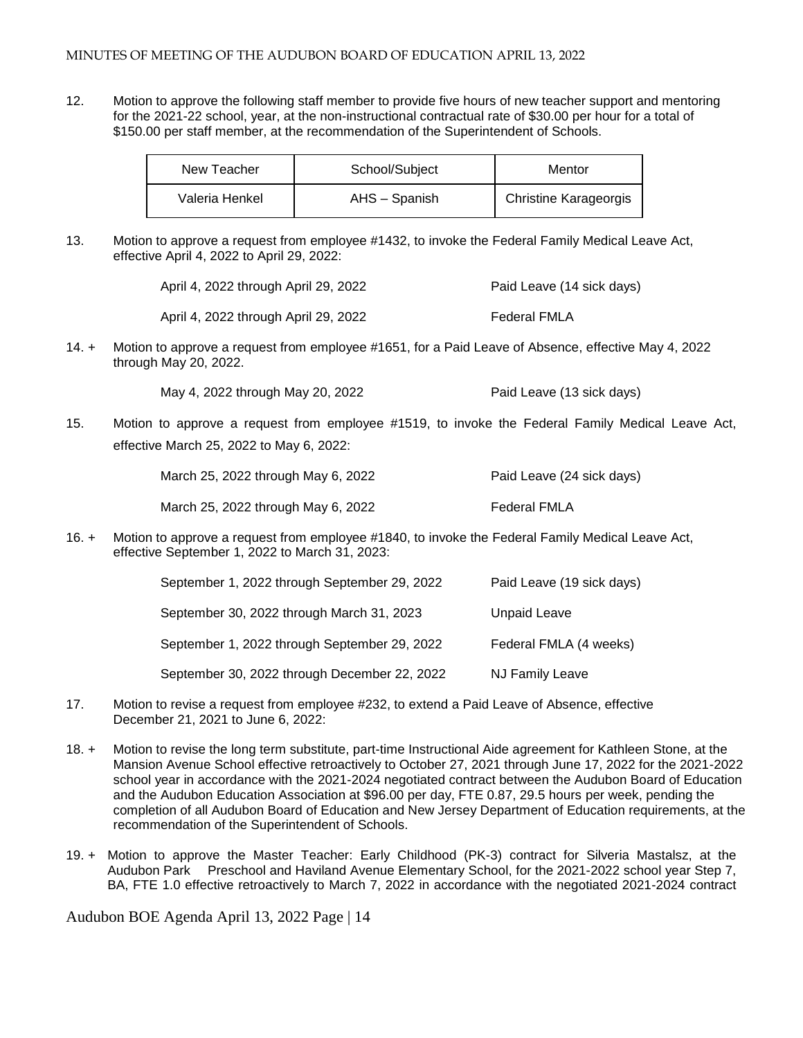12. Motion to approve the following staff member to provide five hours of new teacher support and mentoring for the 2021-22 school, year, at the non-instructional contractual rate of $30.00 per hour for a total of $150.00 per staff member, at the recommendation of the Superintendent of Schools.

| New Teacher | School/Subject | Mentor |
|---|---|---|
| Valeria Henkel | AHS – Spanish | Christine Karageorgis |

13. Motion to approve a request from employee #1432, to invoke the Federal Family Medical Leave Act, effective April 4, 2022 to April 29, 2022:

| | |
|---|---|
| April 4, 2022 through April 29, 2022 | Paid Leave (14 sick days) |
| April 4, 2022 through April 29, 2022 | Federal FMLA |

14. + Motion to approve a request from employee #1651, for a Paid Leave of Absence, effective May 4, 2022 through May 20, 2022.

| | |
|---|---|
| May 4, 2022 through May 20, 2022 | Paid Leave (13 sick days) |

15. Motion to approve a request from employee #1519, to invoke the Federal Family Medical Leave Act, effective March 25, 2022 to May 6, 2022:

| | |
|---|---|
| March 25, 2022 through May 6, 2022 | Paid Leave (24 sick days) |
| March 25, 2022 through May 6, 2022 | Federal FMLA |

16. + Motion to approve a request from employee #1840, to invoke the Federal Family Medical Leave Act, effective September 1, 2022 to March 31, 2023:

| | |
|---|---|
| September 1, 2022 through September 29, 2022 | Paid Leave (19 sick days) |
| September 30, 2022 through March 31, 2023 | Unpaid Leave |
| September 1, 2022 through September 29, 2022 | Federal FMLA (4 weeks) |
| September 30, 2022 through December 22, 2022 | NJ Family Leave |

17. Motion to revise a request from employee #232, to extend a Paid Leave of Absence, effective December 21, 2021 to June 6, 2022:

18. + Motion to revise the long term substitute, part-time Instructional Aide agreement for Kathleen Stone, at the Mansion Avenue School effective retroactively to October 27, 2021 through June 17, 2022 for the 2021-2022 school year in accordance with the 2021-2024 negotiated contract between the Audubon Board of Education and the Audubon Education Association at $96.00 per day, FTE 0.87, 29.5 hours per week, pending the completion of all Audubon Board of Education and New Jersey Department of Education requirements, at the recommendation of the Superintendent of Schools.

19. + Motion to approve the Master Teacher: Early Childhood (PK-3) contract for Silveria Mastalsz, at the Audubon Park Preschool and Haviland Avenue Elementary School, for the 2021-2022 school year Step 7, BA, FTE 1.0 effective retroactively to March 7, 2022 in accordance with the negotiated 2021-2024 contract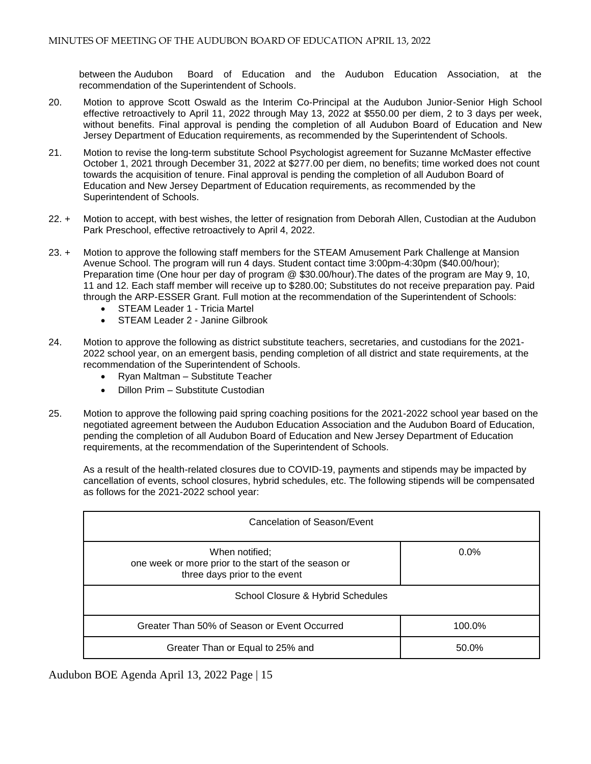between the Audubon Board of Education and the Audubon Education Association, at the recommendation of the Superintendent of Schools.

20. Motion to approve Scott Oswald as the Interim Co-Principal at the Audubon Junior-Senior High School effective retroactively to April 11, 2022 through May 13, 2022 at $550.00 per diem, 2 to 3 days per week, without benefits. Final approval is pending the completion of all Audubon Board of Education and New Jersey Department of Education requirements, as recommended by the Superintendent of Schools.

21. Motion to revise the long-term substitute School Psychologist agreement for Suzanne McMaster effective October 1, 2021 through December 31, 2022 at $277.00 per diem, no benefits; time worked does not count towards the acquisition of tenure. Final approval is pending the completion of all Audubon Board of Education and New Jersey Department of Education requirements, as recommended by the Superintendent of Schools.

22. + Motion to accept, with best wishes, the letter of resignation from Deborah Allen, Custodian at the Audubon Park Preschool, effective retroactively to April 4, 2022.

23. + Motion to approve the following staff members for the STEAM Amusement Park Challenge at Mansion Avenue School. The program will run 4 days. Student contact time 3:00pm-4:30pm ($40.00/hour); Preparation time (One hour per day of program @ $30.00/hour).The dates of the program are May 9, 10, 11 and 12. Each staff member will receive up to $280.00; Substitutes do not receive preparation pay. Paid through the ARP-ESSER Grant. Full motion at the recommendation of the Superintendent of Schools:
    - STEAM Leader 1 - Tricia Martel
    - STEAM Leader 2 - Janine Gilbrook

24. Motion to approve the following as district substitute teachers, secretaries, and custodians for the 2021-2022 school year, on an emergent basis, pending completion of all district and state requirements, at the recommendation of the Superintendent of Schools.
    - Ryan Maltman – Substitute Teacher
    - Dillon Prim – Substitute Custodian

25. Motion to approve the following paid spring coaching positions for the 2021-2022 school year based on the negotiated agreement between the Audubon Education Association and the Audubon Board of Education, pending the completion of all Audubon Board of Education and New Jersey Department of Education requirements, at the recommendation of the Superintendent of Schools.

    As a result of the health-related closures due to COVID-19, payments and stipends may be impacted by cancellation of events, school closures, hybrid schedules, etc. The following stipends will be compensated as follows for the 2021-2022 school year:

| Cancelation of Season/Event | |
|---|---|
| When notified; one week or more prior to the start of the season or three days prior to the event | 0.0% |
| School Closure & Hybrid Schedules | |
| Greater Than 50% of Season or Event Occurred | 100.0% |
| Greater Than or Equal to 25% and | 50.0% |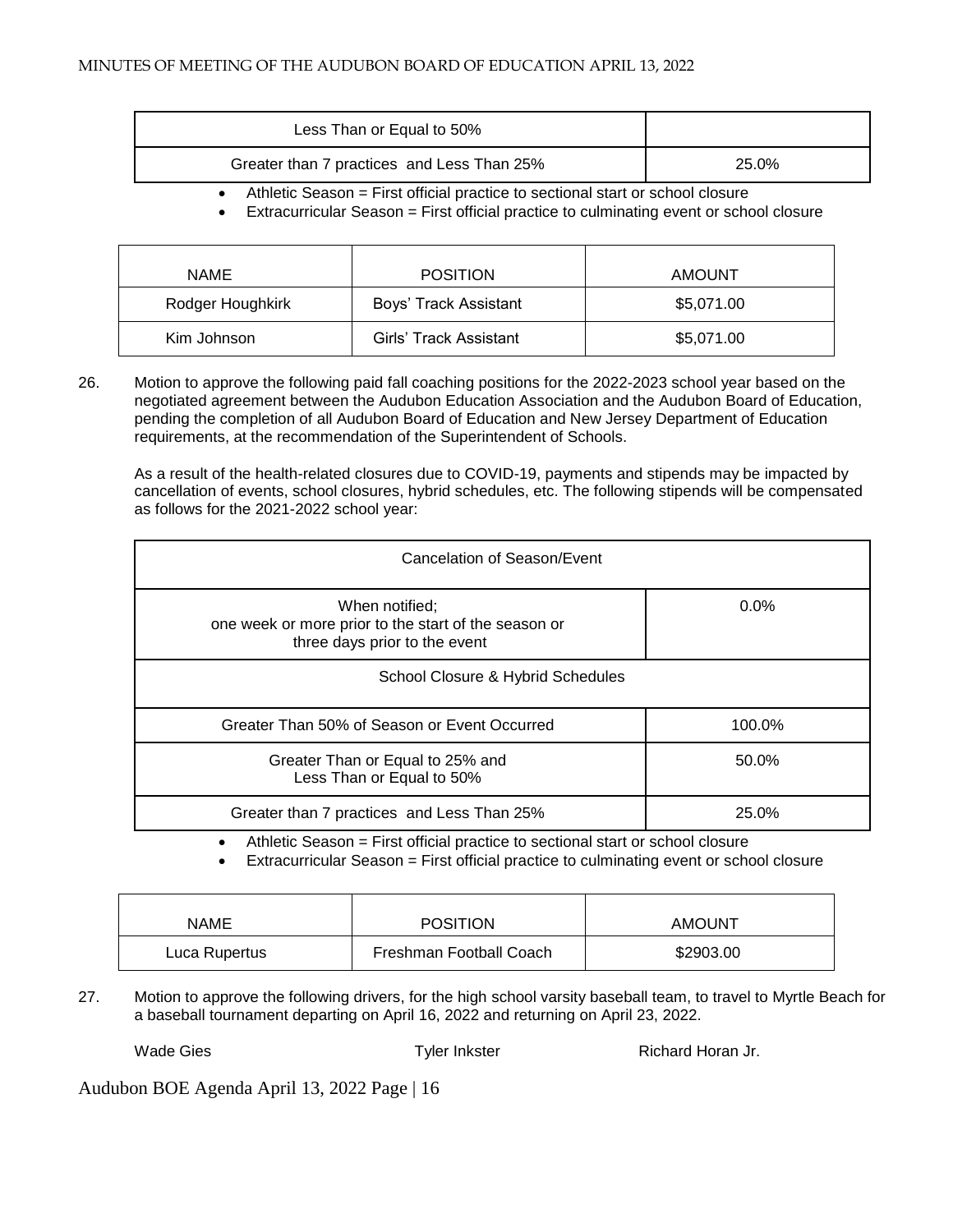| Less Than or Equal to 50% | |
|---|---|
| Greater than 7 practices and Less Than 25% | 25.0% |

- Athletic Season = First official practice to sectional start or school closure
- Extracurricular Season = First official practice to culminating event or school closure

| NAME | POSITION | AMOUNT |
|---|---|---|
| Rodger Houghkirk | Boys' Track Assistant | $5,071.00 |
| Kim Johnson | Girls' Track Assistant | $5,071.00 |

26. Motion to approve the following paid fall coaching positions for the 2022-2023 school year based on the negotiated agreement between the Audubon Education Association and the Audubon Board of Education, pending the completion of all Audubon Board of Education and New Jersey Department of Education requirements, at the recommendation of the Superintendent of Schools.

    As a result of the health-related closures due to COVID-19, payments and stipends may be impacted by cancellation of events, school closures, hybrid schedules, etc. The following stipends will be compensated as follows for the 2021-2022 school year:

| Cancelation of Season/Event | |
|---|---|
| When notified; one week or more prior to the start of the season or three days prior to the event | 0.0% |
| School Closure & Hybrid Schedules | |
| Greater Than 50% of Season or Event Occurred | 100.0% |
| Greater Than or Equal to 25% and Less Than or Equal to 50% | 50.0% |
| Greater than 7 practices and Less Than 25% | 25.0% |

- Athletic Season = First official practice to sectional start or school closure
- Extracurricular Season = First official practice to culminating event or school closure

| NAME | POSITION | AMOUNT |
|---|---|---|
| Luca Rupertus | Freshman Football Coach | $2903.00 |

27. Motion to approve the following drivers, for the high school varsity baseball team, to travel to Myrtle Beach for a baseball tournament departing on April 16, 2022 and returning on April 23, 2022.

    Wade Gies    Tyler Inkster    Richard Horan Jr.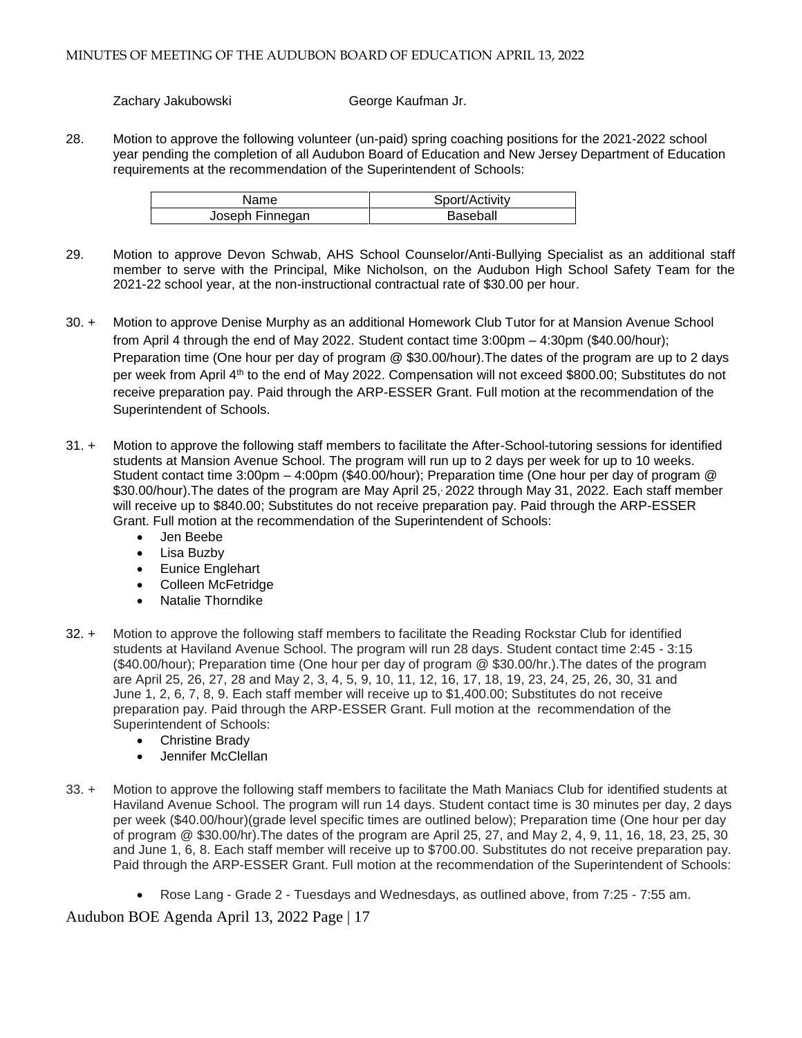Zachary Jakubowski George Kaufman Jr.

28. Motion to approve the following volunteer (un-paid) spring coaching positions for the 2021-2022 school year pending the completion of all Audubon Board of Education and New Jersey Department of Education requirements at the recommendation of the Superintendent of Schools:

| Name | Sport/Activity |
|---|---|
| Joseph Finnegan | Baseball |

29. Motion to approve Devon Schwab, AHS School Counselor/Anti-Bullying Specialist as an additional staff member to serve with the Principal, Mike Nicholson, on the Audubon High School Safety Team for the 2021-22 school year, at the non-instructional contractual rate of $30.00 per hour.

30. + Motion to approve Denise Murphy as an additional Homework Club Tutor for at Mansion Avenue School from April 4 through the end of May 2022. Student contact time 3:00pm – 4:30pm ($40.00/hour); Preparation time (One hour per day of program @ $30.00/hour).The dates of the program are up to 2 days per week from April 4th to the end of May 2022. Compensation will not exceed $800.00; Substitutes do not receive preparation pay. Paid through the ARP-ESSER Grant. Full motion at the recommendation of the Superintendent of Schools.

31. + Motion to approve the following staff members to facilitate the After-School-tutoring sessions for identified students at Mansion Avenue School. The program will run up to 2 days per week for up to 10 weeks. Student contact time 3:00pm – 4:00pm ($40.00/hour); Preparation time (One hour per day of program @ $30.00/hour).The dates of the program are May April 25, 2022 through May 31, 2022. Each staff member will receive up to $840.00; Substitutes do not receive preparation pay. Paid through the ARP-ESSER Grant. Full motion at the recommendation of the Superintendent of Schools:
   - Jen Beebe
   - Lisa Buzby
   - Eunice Englehart
   - Colleen McFetridge
   - Natalie Thorndike

32. + Motion to approve the following staff members to facilitate the Reading Rockstar Club for identified students at Haviland Avenue School. The program will run 28 days. Student contact time 2:45 - 3:15 ($40.00/hour); Preparation time (One hour per day of program @ $30.00/hr.).The dates of the program are April 25, 26, 27, 28 and May 2, 3, 4, 5, 9, 10, 11, 12, 16, 17, 18, 19, 23, 24, 25, 26, 30, 31 and June 1, 2, 6, 7, 8, 9. Each staff member will receive up to $1,400.00; Substitutes do not receive preparation pay. Paid through the ARP-ESSER Grant. Full motion at the recommendation of the Superintendent of Schools:
   - Christine Brady
   - Jennifer McClellan

33. + Motion to approve the following staff members to facilitate the Math Maniacs Club for identified students at Haviland Avenue School. The program will run 14 days. Student contact time is 30 minutes per day, 2 days per week ($40.00/hour)(grade level specific times are outlined below); Preparation time (One hour per day of program @ $30.00/hr).The dates of the program are April 25, 27, and May 2, 4, 9, 11, 16, 18, 23, 25, 30 and June 1, 6, 8. Each staff member will receive up to $700.00. Substitutes do not receive preparation pay. Paid through the ARP-ESSER Grant. Full motion at the recommendation of the Superintendent of Schools:
   - Rose Lang - Grade 2 - Tuesdays and Wednesdays, as outlined above, from 7:25 - 7:55 am.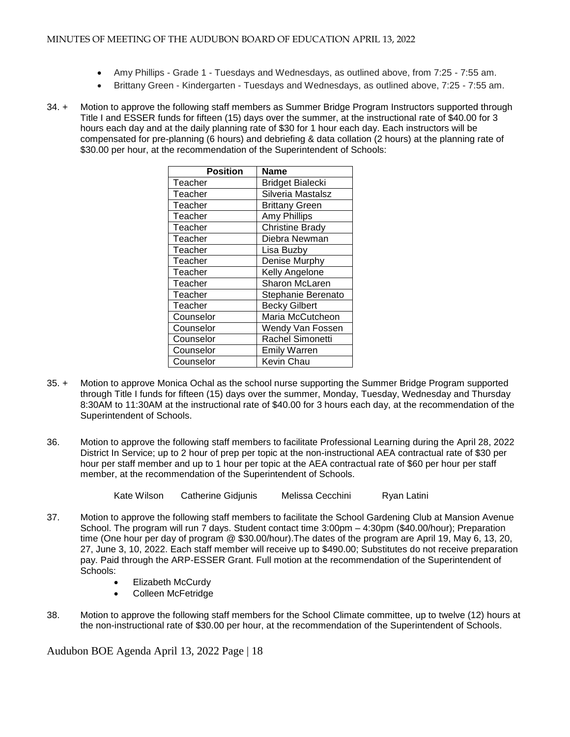- Amy Phillips - Grade 1 - Tuesdays and Wednesdays, as outlined above, from 7:25 - 7:55 am.
- Brittany Green - Kindergarten - Tuesdays and Wednesdays, as outlined above, 7:25 - 7:55 am.

34. + Motion to approve the following staff members as Summer Bridge Program Instructors supported through Title I and ESSER funds for fifteen (15) days over the summer, at the instructional rate of $40.00 for 3 hours each day and at the daily planning rate of $30 for 1 hour each day. Each instructors will be compensated for pre-planning (6 hours) and debriefing & data collation (2 hours) at the planning rate of $30.00 per hour, at the recommendation of the Superintendent of Schools:

| Position | Name |
|---|---|
| Teacher | Bridget Bialecki |
| Teacher | Silveria Mastalsz |
| Teacher | Brittany Green |
| Teacher | Amy Phillips |
| Teacher | Christine Brady |
| Teacher | Diebra Newman |
| Teacher | Lisa Buzby |
| Teacher | Denise Murphy |
| Teacher | Kelly Angelone |
| Teacher | Sharon McLaren |
| Teacher | Stephanie Berenato |
| Teacher | Becky Gilbert |
| Counselor | Maria McCutcheon |
| Counselor | Wendy Van Fossen |
| Counselor | Rachel Simonetti |
| Counselor | Emily Warren |
| Counselor | Kevin Chau |

35. + Motion to approve Monica Ochal as the school nurse supporting the Summer Bridge Program supported through Title I funds for fifteen (15) days over the summer, Monday, Tuesday, Wednesday and Thursday 8:30AM to 11:30AM at the instructional rate of $40.00 for 3 hours each day, at the recommendation of the Superintendent of Schools.

36. Motion to approve the following staff members to facilitate Professional Learning during the April 28, 2022 District In Service; up to 2 hour of prep per topic at the non-instructional AEA contractual rate of $30 per hour per staff member and up to 1 hour per topic at the AEA contractual rate of $60 per hour per staff member, at the recommendation of the Superintendent of Schools.

    Kate Wilson    Catherine Gidjunis    Melissa Cecchini    Ryan Latini

37. Motion to approve the following staff members to facilitate the School Gardening Club at Mansion Avenue School. The program will run 7 days. Student contact time 3:00pm – 4:30pm ($40.00/hour); Preparation time (One hour per day of program @ $30.00/hour).The dates of the program are April 19, May 6, 13, 20, 27, June 3, 10, 2022. Each staff member will receive up to $490.00; Substitutes do not receive preparation pay. Paid through the ARP-ESSER Grant. Full motion at the recommendation of the Superintendent of Schools:
    - Elizabeth McCurdy
    - Colleen McFetridge

38. Motion to approve the following staff members for the School Climate committee, up to twelve (12) hours at the non-instructional rate of $30.00 per hour, at the recommendation of the Superintendent of Schools.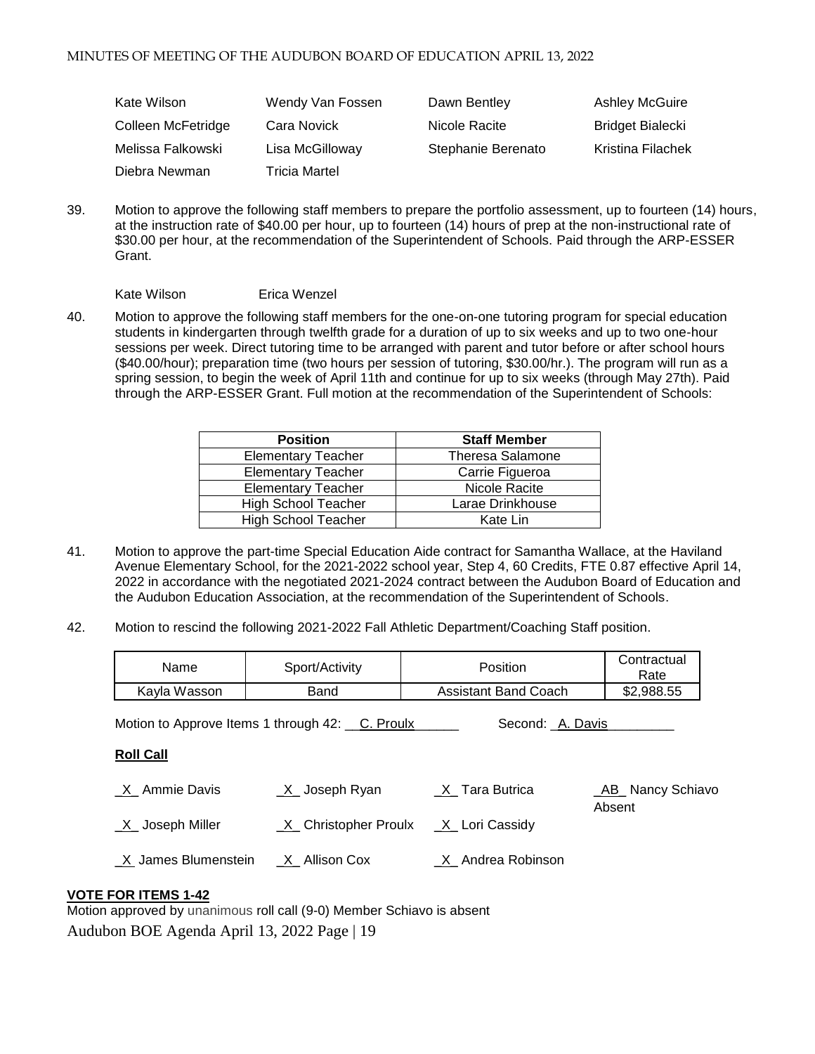| | | | |
|---|---|---|---|
| Kate Wilson | Wendy Van Fossen | Dawn Bentley | Ashley McGuire |
| Colleen McFetridge | Cara Novick | Nicole Racite | Bridget Bialecki |
| Melissa Falkowski | Lisa McGilloway | Stephanie Berenato | Kristina Filachek |
| Diebra Newman | Tricia Martel | | |

39. Motion to approve the following staff members to prepare the portfolio assessment, up to fourteen (14) hours, at the instruction rate of $40.00 per hour, up to fourteen (14) hours of prep at the non-instructional rate of $30.00 per hour, at the recommendation of the Superintendent of Schools. Paid through the ARP-ESSER Grant.

    Kate Wilson        Erica Wenzel

40. Motion to approve the following staff members for the one-on-one tutoring program for special education students in kindergarten through twelfth grade for a duration of up to six weeks and up to two one-hour sessions per week. Direct tutoring time to be arranged with parent and tutor before or after school hours ($40.00/hour); preparation time (two hours per session of tutoring, $30.00/hr.). The program will run as a spring session, to begin the week of April 11th and continue for up to six weeks (through May 27th). Paid through the ARP-ESSER Grant. Full motion at the recommendation of the Superintendent of Schools:

| Position | Staff Member |
|---|---|
| Elementary Teacher | Theresa Salamone |
| Elementary Teacher | Carrie Figueroa |
| Elementary Teacher | Nicole Racite |
| High School Teacher | Larae Drinkhouse |
| High School Teacher | Kate Lin |

41. Motion to approve the part-time Special Education Aide contract for Samantha Wallace, at the Haviland Avenue Elementary School, for the 2021-2022 school year, Step 4, 60 Credits, FTE 0.87 effective April 14, 2022 in accordance with the negotiated 2021-2024 contract between the Audubon Board of Education and the Audubon Education Association, at the recommendation of the Superintendent of Schools.

42. Motion to rescind the following 2021-2022 Fall Athletic Department/Coaching Staff position.

| Name | Sport/Activity | Position | Contractual Rate |
|---|---|---|---|
| Kayla Wasson | Band | Assistant Band Coach | $2,988.55 |

Motion to Approve Items 1 through 42: __C. Proulx______    Second: _A. Davis_________

**Roll Call**

| | | | |
|---|---|---|---|
| _X_ Ammie Davis | _X_ Joseph Ryan | _X_ Tara Butrica | _AB_ Nancy Schiavo Absent |
| _X_ Joseph Miller | _X_ Christopher Proulx | _X_ Lori Cassidy | |
| _X_ James Blumenstein | _X_ Allison Cox | _X_ Andrea Robinson | |

**VOTE FOR ITEMS 1-42**

Motion approved by unanimous roll call (9-0) Member Schiavo is absent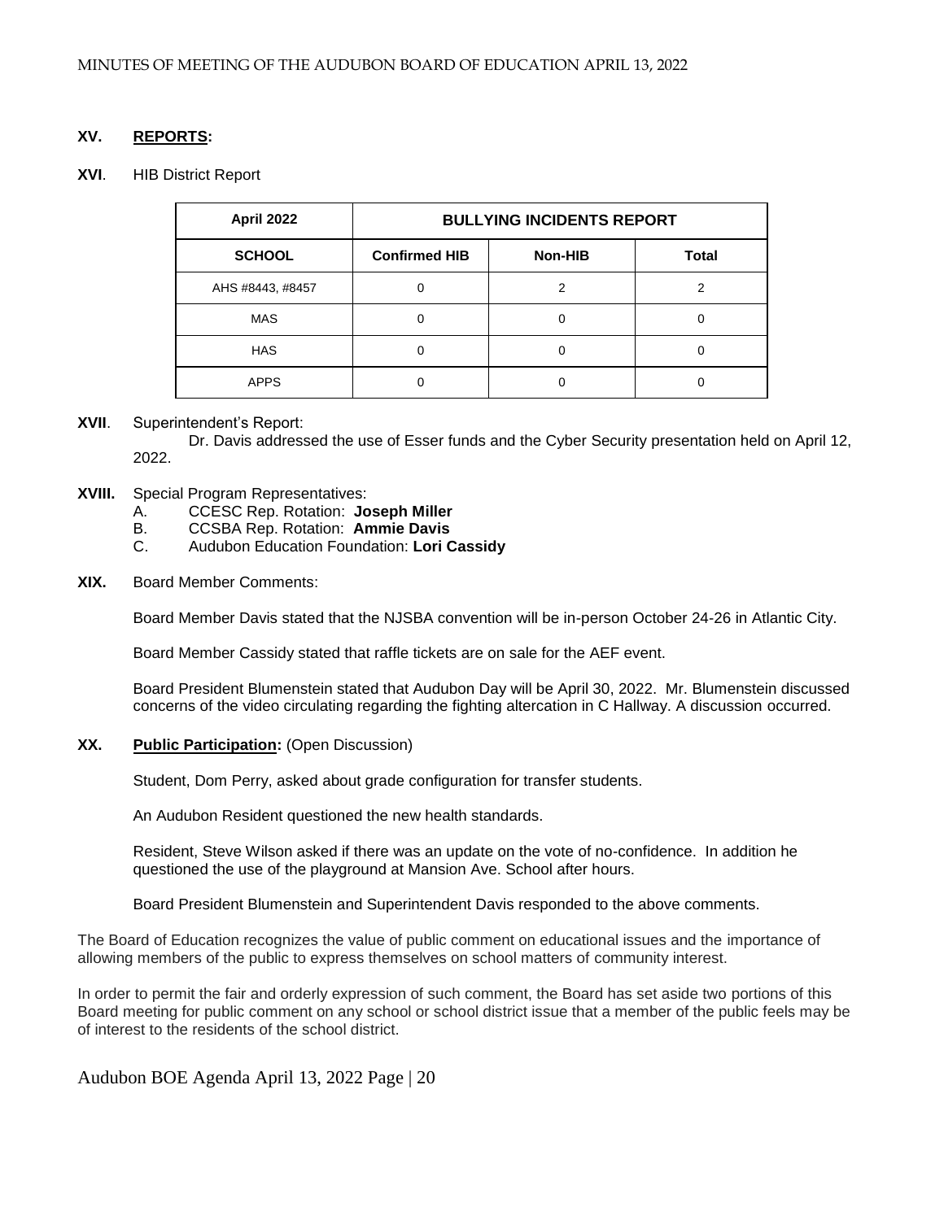## XV. **REPORTS:**

## XVI. HIB District Report

| April 2022 | BULLYING INCIDENTS REPORT | | |
|---|---|---|---|
| **SCHOOL** | **Confirmed HIB** | **Non-HIB** | **Total** |
| AHS #8443, #8457 | 0 | 2 | 2 |
| MAS | 0 | 0 | 0 |
| HAS | 0 | 0 | 0 |
| APPS | 0 | 0 | 0 |

**XVII**. Superintendent's Report:

Dr. Davis addressed the use of Esser funds and the Cyber Security presentation held on April 12, 2022.

**XVIII.** Special Program Representatives:

A. CCESC Rep. Rotation: **Joseph Miller**
B. CCSBA Rep. Rotation: **Ammie Davis**
C. Audubon Education Foundation: **Lori Cassidy**

**XIX.** Board Member Comments:

Board Member Davis stated that the NJSBA convention will be in-person October 24-26 in Atlantic City.

Board Member Cassidy stated that raffle tickets are on sale for the AEF event.

Board President Blumenstein stated that Audubon Day will be April 30, 2022. Mr. Blumenstein discussed concerns of the video circulating regarding the fighting altercation in C Hallway. A discussion occurred.

**XX. Public Participation:** (Open Discussion)

Student, Dom Perry, asked about grade configuration for transfer students.

An Audubon Resident questioned the new health standards.

Resident, Steve Wilson asked if there was an update on the vote of no-confidence. In addition he questioned the use of the playground at Mansion Ave. School after hours.

Board President Blumenstein and Superintendent Davis responded to the above comments.

The Board of Education recognizes the value of public comment on educational issues and the importance of allowing members of the public to express themselves on school matters of community interest.

In order to permit the fair and orderly expression of such comment, the Board has set aside two portions of this Board meeting for public comment on any school or school district issue that a member of the public feels may be of interest to the residents of the school district.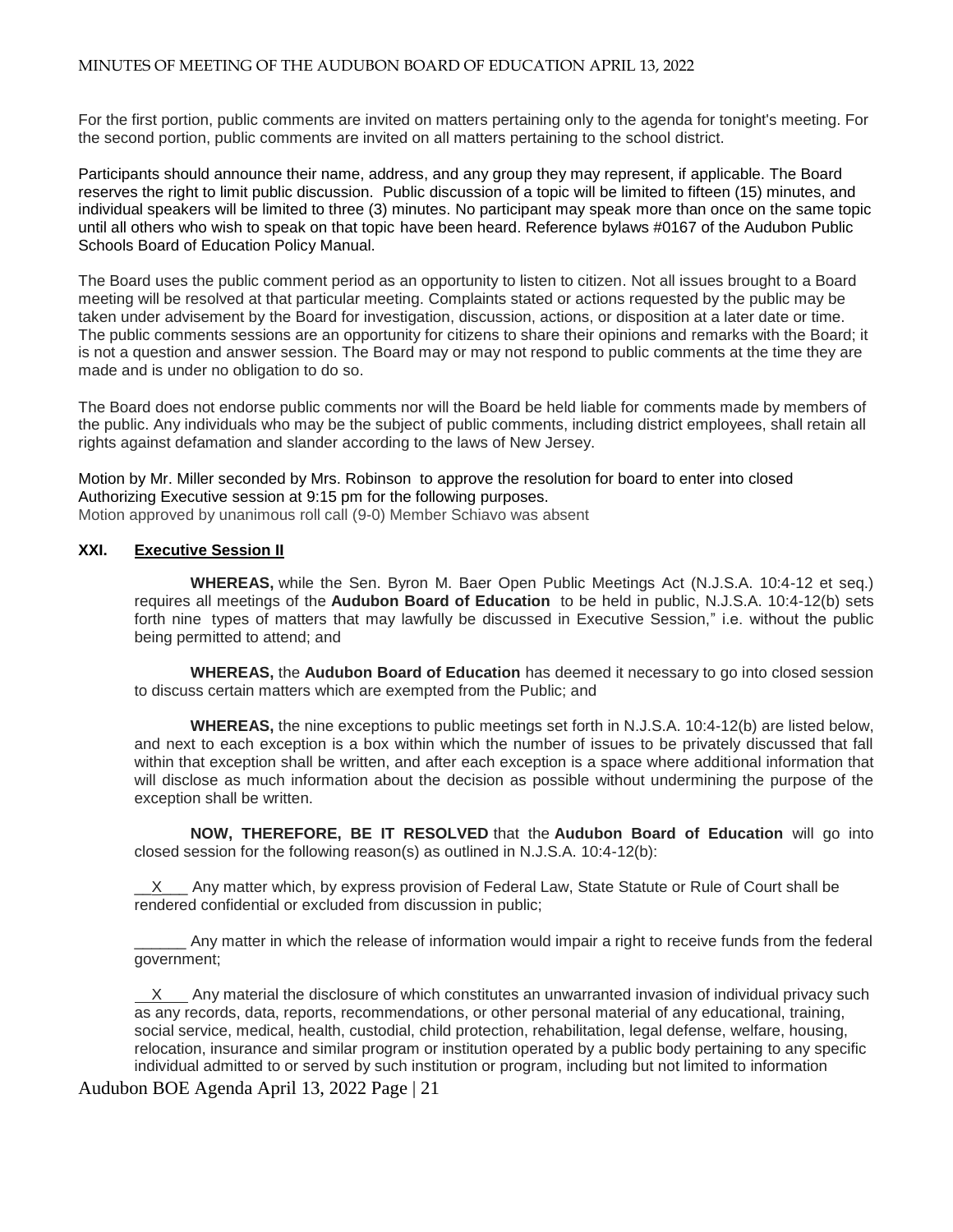For the first portion, public comments are invited on matters pertaining only to the agenda for tonight's meeting. For the second portion, public comments are invited on all matters pertaining to the school district.

Participants should announce their name, address, and any group they may represent, if applicable. The Board reserves the right to limit public discussion. Public discussion of a topic will be limited to fifteen (15) minutes, and individual speakers will be limited to three (3) minutes. No participant may speak more than once on the same topic until all others who wish to speak on that topic have been heard. Reference bylaws #0167 of the Audubon Public Schools Board of Education Policy Manual.

The Board uses the public comment period as an opportunity to listen to citizen. Not all issues brought to a Board meeting will be resolved at that particular meeting. Complaints stated or actions requested by the public may be taken under advisement by the Board for investigation, discussion, actions, or disposition at a later date or time. The public comments sessions are an opportunity for citizens to share their opinions and remarks with the Board; it is not a question and answer session. The Board may or may not respond to public comments at the time they are made and is under no obligation to do so.

The Board does not endorse public comments nor will the Board be held liable for comments made by members of the public. Any individuals who may be the subject of public comments, including district employees, shall retain all rights against defamation and slander according to the laws of New Jersey.

Motion by Mr. Miller seconded by Mrs. Robinson to approve the resolution for board to enter into closed Authorizing Executive session at 9:15 pm for the following purposes.
Motion approved by unanimous roll call (9-0) Member Schiavo was absent

### XXI. Executive Session II

**WHEREAS,** while the Sen. Byron M. Baer Open Public Meetings Act (N.J.S.A. 10:4-12 et seq.) requires all meetings of the **Audubon Board of Education** to be held in public, N.J.S.A. 10:4-12(b) sets forth nine types of matters that may lawfully be discussed in Executive Session," i.e. without the public being permitted to attend; and

**WHEREAS,** the **Audubon Board of Education** has deemed it necessary to go into closed session to discuss certain matters which are exempted from the Public; and

**WHEREAS,** the nine exceptions to public meetings set forth in N.J.S.A. 10:4-12(b) are listed below, and next to each exception is a box within which the number of issues to be privately discussed that fall within that exception shall be written, and after each exception is a space where additional information that will disclose as much information about the decision as possible without undermining the purpose of the exception shall be written.

**NOW, THEREFORE, BE IT RESOLVED** that the **Audubon Board of Education** will go into closed session for the following reason(s) as outlined in N.J.S.A. 10:4-12(b):

\_\_X\_\_\_ Any matter which, by express provision of Federal Law, State Statute or Rule of Court shall be rendered confidential or excluded from discussion in public;

\_\_\_\_\_\_ Any matter in which the release of information would impair a right to receive funds from the federal government;

\_\_X\_\_\_ Any material the disclosure of which constitutes an unwarranted invasion of individual privacy such as any records, data, reports, recommendations, or other personal material of any educational, training, social service, medical, health, custodial, child protection, rehabilitation, legal defense, welfare, housing, relocation, insurance and similar program or institution operated by a public body pertaining to any specific individual admitted to or served by such institution or program, including but not limited to information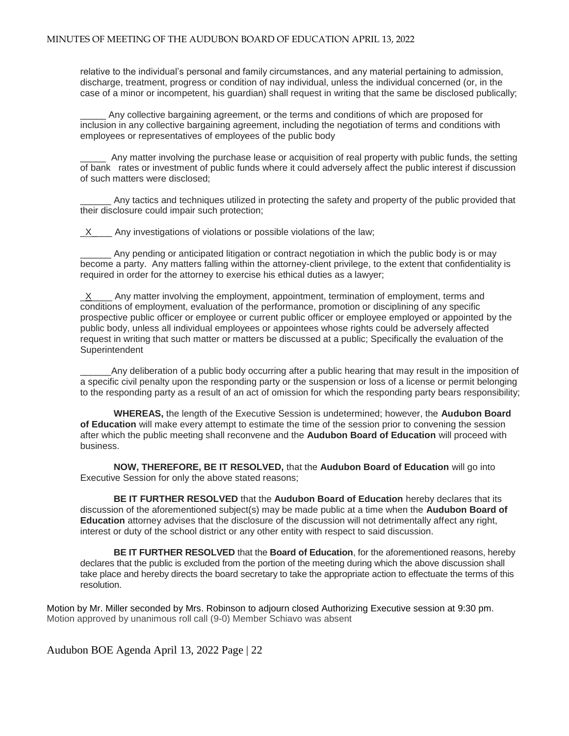relative to the individual's personal and family circumstances, and any material pertaining to admission, discharge, treatment, progress or condition of nay individual, unless the individual concerned (or, in the case of a minor or incompetent, his guardian) shall request in writing that the same be disclosed publically;

_____ Any collective bargaining agreement, or the terms and conditions of which are proposed for inclusion in any collective bargaining agreement, including the negotiation of terms and conditions with employees or representatives of employees of the public body

_____ Any matter involving the purchase lease or acquisition of real property with public funds, the setting of bank rates or investment of public funds where it could adversely affect the public interest if discussion of such matters were disclosed;

______ Any tactics and techniques utilized in protecting the safety and property of the public provided that their disclosure could impair such protection;

_X____ Any investigations of violations or possible violations of the law;

______ Any pending or anticipated litigation or contract negotiation in which the public body is or may become a party. Any matters falling within the attorney-client privilege, to the extent that confidentiality is required in order for the attorney to exercise his ethical duties as a lawyer;

_X____ Any matter involving the employment, appointment, termination of employment, terms and conditions of employment, evaluation of the performance, promotion or disciplining of any specific prospective public officer or employee or current public officer or employee employed or appointed by the public body, unless all individual employees or appointees whose rights could be adversely affected request in writing that such matter or matters be discussed at a public; Specifically the evaluation of the Superintendent

______Any deliberation of a public body occurring after a public hearing that may result in the imposition of a specific civil penalty upon the responding party or the suspension or loss of a license or permit belonging to the responding party as a result of an act of omission for which the responding party bears responsibility;

**WHEREAS,** the length of the Executive Session is undetermined; however, the **Audubon Board of Education** will make every attempt to estimate the time of the session prior to convening the session after which the public meeting shall reconvene and the **Audubon Board of Education** will proceed with business.

**NOW, THEREFORE, BE IT RESOLVED,** that the **Audubon Board of Education** will go into Executive Session for only the above stated reasons;

**BE IT FURTHER RESOLVED** that the **Audubon Board of Education** hereby declares that its discussion of the aforementioned subject(s) may be made public at a time when the **Audubon Board of Education** attorney advises that the disclosure of the discussion will not detrimentally affect any right, interest or duty of the school district or any other entity with respect to said discussion.

**BE IT FURTHER RESOLVED** that the **Board of Education**, for the aforementioned reasons, hereby declares that the public is excluded from the portion of the meeting during which the above discussion shall take place and hereby directs the board secretary to take the appropriate action to effectuate the terms of this resolution.

Motion by Mr. Miller seconded by Mrs. Robinson to adjourn closed Authorizing Executive session at 9:30 pm.
Motion approved by unanimous roll call (9-0) Member Schiavo was absent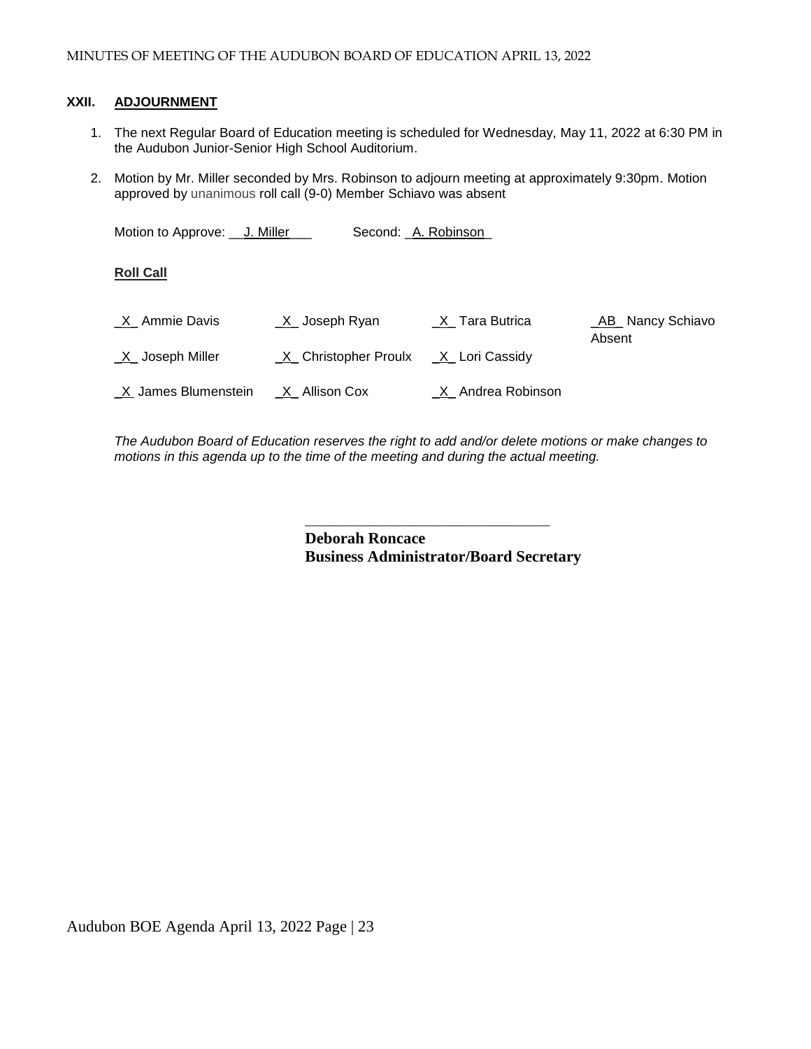## XXII. ADJOURNMENT

1. The next Regular Board of Education meeting is scheduled for Wednesday, May 11, 2022 at 6:30 PM in the Audubon Junior-Senior High School Auditorium.

2. Motion by Mr. Miller seconded by Mrs. Robinson to adjourn meeting at approximately 9:30pm. Motion approved by unanimous roll call (9-0) Member Schiavo was absent

Motion to Approve: __J. Miller___ Second: _A. Robinson_

**Roll Call**

| | | | |
|---|---|---|---|
| _X_ Ammie Davis | _X_ Joseph Ryan | _X_ Tara Butrica | _AB_ Nancy Schiavo Absent |
| _X_ Joseph Miller | _X_ Christopher Proulx | _X_ Lori Cassidy | |
| _X_ James Blumenstein | _X_ Allison Cox | _X_ Andrea Robinson | |

*The Audubon Board of Education reserves the right to add and/or delete motions or make changes to motions in this agenda up to the time of the meeting and during the actual meeting.*

________________________________

**Deborah Roncace**
**Business Administrator/Board Secretary**